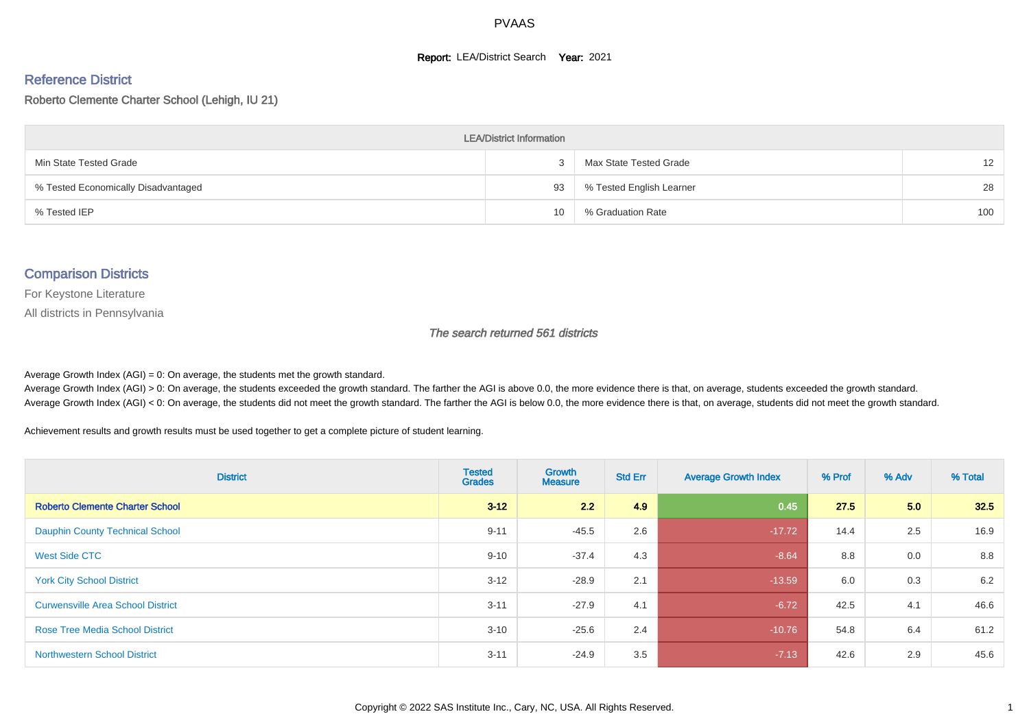# PVAAS

**Report:** LEA/District Search **Year:** 2021

## Reference District

Roberto Clemente Charter School (Lehigh, IU 21)

| LEA/District Information | | | |
|---|---|---|---|
| Min State Tested Grade | 3 | Max State Tested Grade | 12 |
| % Tested Economically Disadvantaged | 93 | % Tested English Learner | 28 |
| % Tested IEP | 10 | % Graduation Rate | 100 |

## Comparison Districts

For Keystone Literature

All districts in Pennsylvania

*The search returned 561 districts*

Average Growth Index (AGI) = 0: On average, the students met the growth standard.
Average Growth Index (AGI) > 0: On average, the students exceeded the growth standard. The farther the AGI is above 0.0, the more evidence there is that, on average, students exceeded the growth standard.
Average Growth Index (AGI) < 0: On average, the students did not meet the growth standard. The farther the AGI is below 0.0, the more evidence there is that, on average, students did not meet the growth standard.

Achievement results and growth results must be used together to get a complete picture of student learning.

| District | Tested Grades | Growth Measure | Std Err | Average Growth Index | % Prof | % Adv | % Total |
|---|---|---|---|---|---|---|---|
| **Roberto Clemente Charter School** | **3-12** | **2.2** | **4.9** | **0.45** | **27.5** | **5.0** | **32.5** |
| Dauphin County Technical School | 9-11 | -45.5 | 2.6 | -17.72 | 14.4 | 2.5 | 16.9 |
| West Side CTC | 9-10 | -37.4 | 4.3 | -8.64 | 8.8 | 0.0 | 8.8 |
| York City School District | 3-12 | -28.9 | 2.1 | -13.59 | 6.0 | 0.3 | 6.2 |
| Curwensville Area School District | 3-11 | -27.9 | 4.1 | -6.72 | 42.5 | 4.1 | 46.6 |
| Rose Tree Media School District | 3-10 | -25.6 | 2.4 | -10.76 | 54.8 | 6.4 | 61.2 |
| Northwestern School District | 3-11 | -24.9 | 3.5 | -7.13 | 42.6 | 2.9 | 45.6 |

Copyright © 2022 SAS Institute Inc., Cary, NC, USA. All Rights Reserved.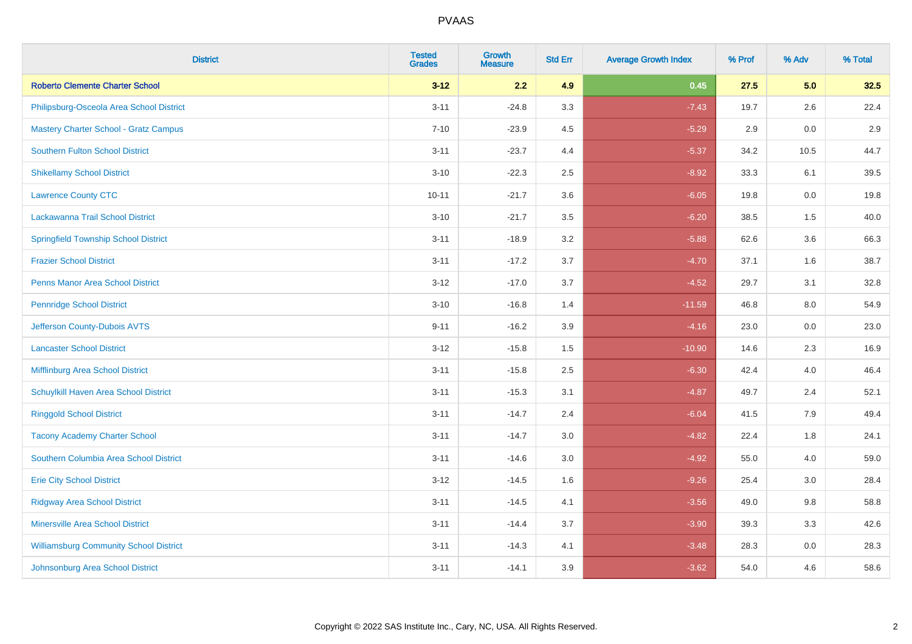| District | Tested Grades | Growth Measure | Std Err | Average Growth Index | % Prof | % Adv | % Total |
|---|---|---|---|---|---|---|---|
| **Roberto Clemente Charter School** | **3-12** | **2.2** | **4.9** | **0.45** | **27.5** | **5.0** | **32.5** |
| Philipsburg-Osceola Area School District | 3-11 | -24.8 | 3.3 | -7.43 | 19.7 | 2.6 | 22.4 |
| Mastery Charter School - Gratz Campus | 7-10 | -23.9 | 4.5 | -5.29 | 2.9 | 0.0 | 2.9 |
| Southern Fulton School District | 3-11 | -23.7 | 4.4 | -5.37 | 34.2 | 10.5 | 44.7 |
| Shikellamy School District | 3-10 | -22.3 | 2.5 | -8.92 | 33.3 | 6.1 | 39.5 |
| Lawrence County CTC | 10-11 | -21.7 | 3.6 | -6.05 | 19.8 | 0.0 | 19.8 |
| Lackawanna Trail School District | 3-10 | -21.7 | 3.5 | -6.20 | 38.5 | 1.5 | 40.0 |
| Springfield Township School District | 3-11 | -18.9 | 3.2 | -5.88 | 62.6 | 3.6 | 66.3 |
| Frazier School District | 3-11 | -17.2 | 3.7 | -4.70 | 37.1 | 1.6 | 38.7 |
| Penns Manor Area School District | 3-12 | -17.0 | 3.7 | -4.52 | 29.7 | 3.1 | 32.8 |
| Pennridge School District | 3-10 | -16.8 | 1.4 | -11.59 | 46.8 | 8.0 | 54.9 |
| Jefferson County-Dubois AVTS | 9-11 | -16.2 | 3.9 | -4.16 | 23.0 | 0.0 | 23.0 |
| Lancaster School District | 3-12 | -15.8 | 1.5 | -10.90 | 14.6 | 2.3 | 16.9 |
| Mifflinburg Area School District | 3-11 | -15.8 | 2.5 | -6.30 | 42.4 | 4.0 | 46.4 |
| Schuylkill Haven Area School District | 3-11 | -15.3 | 3.1 | -4.87 | 49.7 | 2.4 | 52.1 |
| Ringgold School District | 3-11 | -14.7 | 2.4 | -6.04 | 41.5 | 7.9 | 49.4 |
| Tacony Academy Charter School | 3-11 | -14.7 | 3.0 | -4.82 | 22.4 | 1.8 | 24.1 |
| Southern Columbia Area School District | 3-11 | -14.6 | 3.0 | -4.92 | 55.0 | 4.0 | 59.0 |
| Erie City School District | 3-12 | -14.5 | 1.6 | -9.26 | 25.4 | 3.0 | 28.4 |
| Ridgway Area School District | 3-11 | -14.5 | 4.1 | -3.56 | 49.0 | 9.8 | 58.8 |
| Minersville Area School District | 3-11 | -14.4 | 3.7 | -3.90 | 39.3 | 3.3 | 42.6 |
| Williamsburg Community School District | 3-11 | -14.3 | 4.1 | -3.48 | 28.3 | 0.0 | 28.3 |
| Johnsonburg Area School District | 3-11 | -14.1 | 3.9 | -3.62 | 54.0 | 4.6 | 58.6 |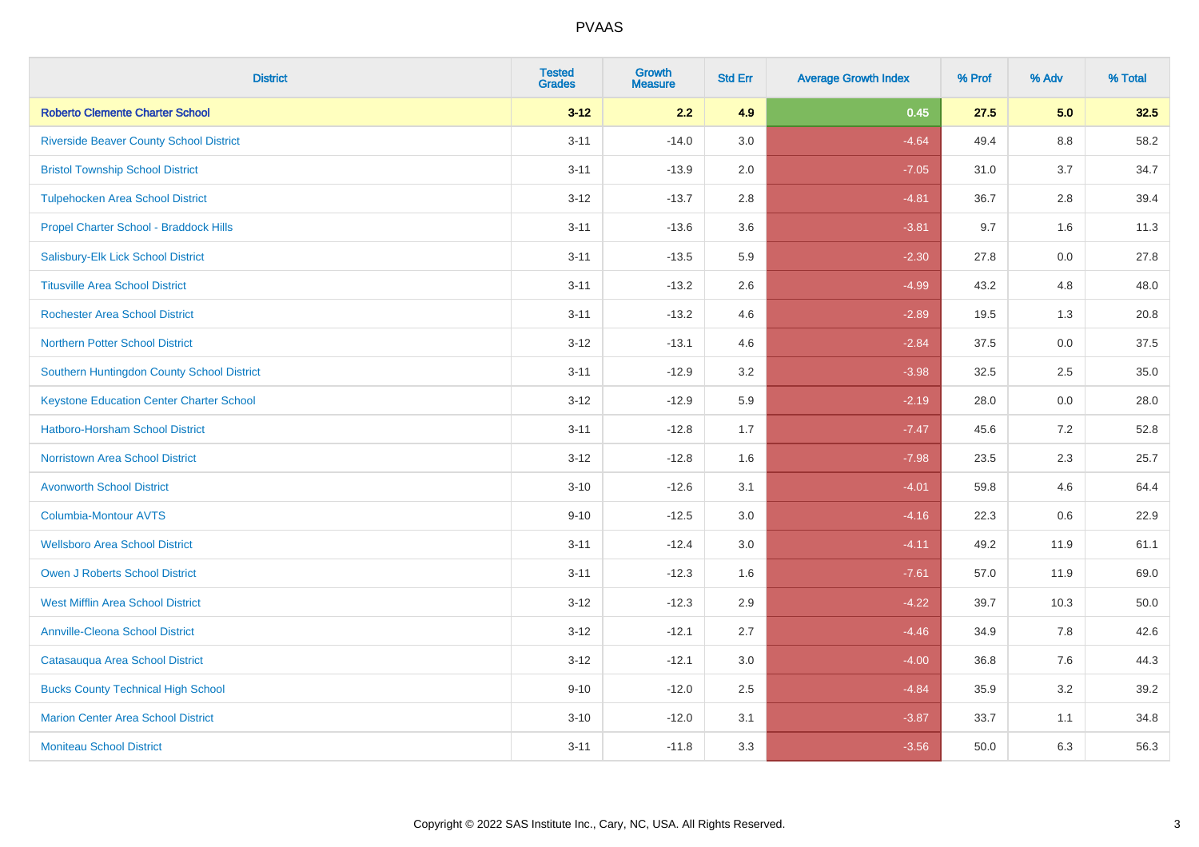# PVAAS

| District | Tested Grades | Growth Measure | Std Err | Average Growth Index | % Prof | % Adv | % Total |
|---|---|---|---|---|---|---|---|
| **Roberto Clemente Charter School** | **3-12** | **2.2** | **4.9** | **0.45** | **27.5** | **5.0** | **32.5** |
| Riverside Beaver County School District | 3-11 | -14.0 | 3.0 | -4.64 | 49.4 | 8.8 | 58.2 |
| Bristol Township School District | 3-11 | -13.9 | 2.0 | -7.05 | 31.0 | 3.7 | 34.7 |
| Tulpehocken Area School District | 3-12 | -13.7 | 2.8 | -4.81 | 36.7 | 2.8 | 39.4 |
| Propel Charter School - Braddock Hills | 3-11 | -13.6 | 3.6 | -3.81 | 9.7 | 1.6 | 11.3 |
| Salisbury-Elk Lick School District | 3-11 | -13.5 | 5.9 | -2.30 | 27.8 | 0.0 | 27.8 |
| Titusville Area School District | 3-11 | -13.2 | 2.6 | -4.99 | 43.2 | 4.8 | 48.0 |
| Rochester Area School District | 3-11 | -13.2 | 4.6 | -2.89 | 19.5 | 1.3 | 20.8 |
| Northern Potter School District | 3-12 | -13.1 | 4.6 | -2.84 | 37.5 | 0.0 | 37.5 |
| Southern Huntingdon County School District | 3-11 | -12.9 | 3.2 | -3.98 | 32.5 | 2.5 | 35.0 |
| Keystone Education Center Charter School | 3-12 | -12.9 | 5.9 | -2.19 | 28.0 | 0.0 | 28.0 |
| Hatboro-Horsham School District | 3-11 | -12.8 | 1.7 | -7.47 | 45.6 | 7.2 | 52.8 |
| Norristown Area School District | 3-12 | -12.8 | 1.6 | -7.98 | 23.5 | 2.3 | 25.7 |
| Avonworth School District | 3-10 | -12.6 | 3.1 | -4.01 | 59.8 | 4.6 | 64.4 |
| Columbia-Montour AVTS | 9-10 | -12.5 | 3.0 | -4.16 | 22.3 | 0.6 | 22.9 |
| Wellsboro Area School District | 3-11 | -12.4 | 3.0 | -4.11 | 49.2 | 11.9 | 61.1 |
| Owen J Roberts School District | 3-11 | -12.3 | 1.6 | -7.61 | 57.0 | 11.9 | 69.0 |
| West Mifflin Area School District | 3-12 | -12.3 | 2.9 | -4.22 | 39.7 | 10.3 | 50.0 |
| Annville-Cleona School District | 3-12 | -12.1 | 2.7 | -4.46 | 34.9 | 7.8 | 42.6 |
| Catasauqua Area School District | 3-12 | -12.1 | 3.0 | -4.00 | 36.8 | 7.6 | 44.3 |
| Bucks County Technical High School | 9-10 | -12.0 | 2.5 | -4.84 | 35.9 | 3.2 | 39.2 |
| Marion Center Area School District | 3-10 | -12.0 | 3.1 | -3.87 | 33.7 | 1.1 | 34.8 |
| Moniteau School District | 3-11 | -11.8 | 3.3 | -3.56 | 50.0 | 6.3 | 56.3 |

Copyright © 2022 SAS Institute Inc., Cary, NC, USA. All Rights Reserved.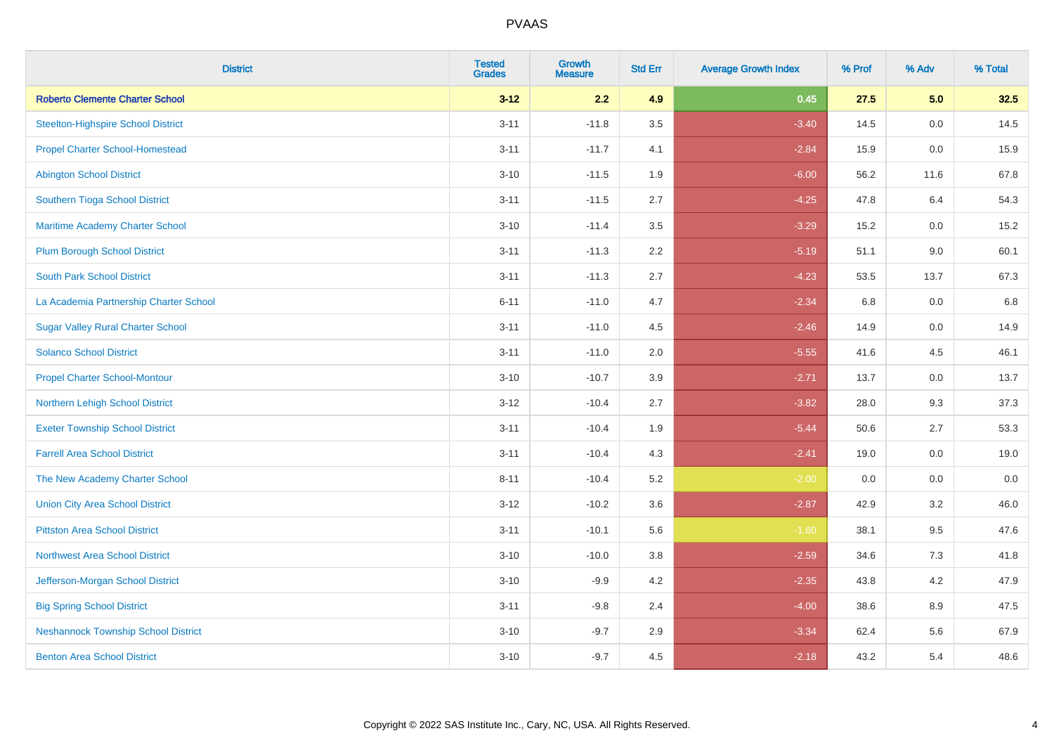# PVAAS

| District | Tested Grades | Growth Measure | Std Err | Average Growth Index | % Prof | % Adv | % Total |
|---|---|---|---|---|---|---|---|
| **Roberto Clemente Charter School** | **3-12** | **2.2** | **4.9** | **0.45** | **27.5** | **5.0** | **32.5** |
| Steelton-Highspire School District | 3-11 | -11.8 | 3.5 | -3.40 | 14.5 | 0.0 | 14.5 |
| Propel Charter School-Homestead | 3-11 | -11.7 | 4.1 | -2.84 | 15.9 | 0.0 | 15.9 |
| Abington School District | 3-10 | -11.5 | 1.9 | -6.00 | 56.2 | 11.6 | 67.8 |
| Southern Tioga School District | 3-11 | -11.5 | 2.7 | -4.25 | 47.8 | 6.4 | 54.3 |
| Maritime Academy Charter School | 3-10 | -11.4 | 3.5 | -3.29 | 15.2 | 0.0 | 15.2 |
| Plum Borough School District | 3-11 | -11.3 | 2.2 | -5.19 | 51.1 | 9.0 | 60.1 |
| South Park School District | 3-11 | -11.3 | 2.7 | -4.23 | 53.5 | 13.7 | 67.3 |
| La Academia Partnership Charter School | 6-11 | -11.0 | 4.7 | -2.34 | 6.8 | 0.0 | 6.8 |
| Sugar Valley Rural Charter School | 3-11 | -11.0 | 4.5 | -2.46 | 14.9 | 0.0 | 14.9 |
| Solanco School District | 3-11 | -11.0 | 2.0 | -5.55 | 41.6 | 4.5 | 46.1 |
| Propel Charter School-Montour | 3-10 | -10.7 | 3.9 | -2.71 | 13.7 | 0.0 | 13.7 |
| Northern Lehigh School District | 3-12 | -10.4 | 2.7 | -3.82 | 28.0 | 9.3 | 37.3 |
| Exeter Township School District | 3-11 | -10.4 | 1.9 | -5.44 | 50.6 | 2.7 | 53.3 |
| Farrell Area School District | 3-11 | -10.4 | 4.3 | -2.41 | 19.0 | 0.0 | 19.0 |
| The New Academy Charter School | 8-11 | -10.4 | 5.2 | -2.00 | 0.0 | 0.0 | 0.0 |
| Union City Area School District | 3-12 | -10.2 | 3.6 | -2.87 | 42.9 | 3.2 | 46.0 |
| Pittston Area School District | 3-11 | -10.1 | 5.6 | -1.80 | 38.1 | 9.5 | 47.6 |
| Northwest Area School District | 3-10 | -10.0 | 3.8 | -2.59 | 34.6 | 7.3 | 41.8 |
| Jefferson-Morgan School District | 3-10 | -9.9 | 4.2 | -2.35 | 43.8 | 4.2 | 47.9 |
| Big Spring School District | 3-11 | -9.8 | 2.4 | -4.00 | 38.6 | 8.9 | 47.5 |
| Neshannock Township School District | 3-10 | -9.7 | 2.9 | -3.34 | 62.4 | 5.6 | 67.9 |
| Benton Area School District | 3-10 | -9.7 | 4.5 | -2.18 | 43.2 | 5.4 | 48.6 |

Copyright © 2022 SAS Institute Inc., Cary, NC, USA. All Rights Reserved.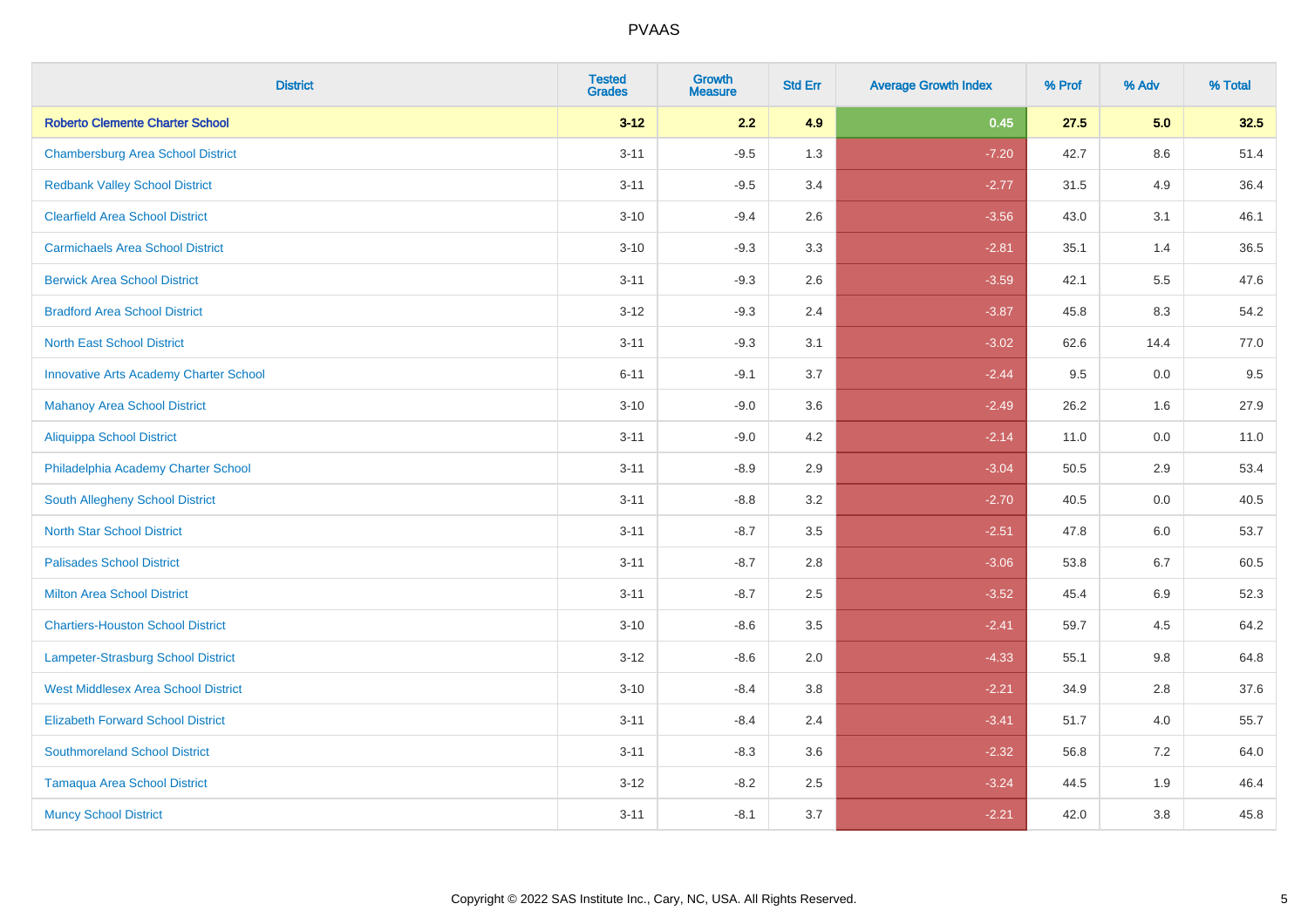| District | Tested Grades | Growth Measure | Std Err | Average Growth Index | % Prof | % Adv | % Total |
|---|---|---|---|---|---|---|---|
| **Roberto Clemente Charter School** | **3-12** | **2.2** | **4.9** | **0.45** | **27.5** | **5.0** | **32.5** |
| Chambersburg Area School District | 3-11 | -9.5 | 1.3 | -7.20 | 42.7 | 8.6 | 51.4 |
| Redbank Valley School District | 3-11 | -9.5 | 3.4 | -2.77 | 31.5 | 4.9 | 36.4 |
| Clearfield Area School District | 3-10 | -9.4 | 2.6 | -3.56 | 43.0 | 3.1 | 46.1 |
| Carmichaels Area School District | 3-10 | -9.3 | 3.3 | -2.81 | 35.1 | 1.4 | 36.5 |
| Berwick Area School District | 3-11 | -9.3 | 2.6 | -3.59 | 42.1 | 5.5 | 47.6 |
| Bradford Area School District | 3-12 | -9.3 | 2.4 | -3.87 | 45.8 | 8.3 | 54.2 |
| North East School District | 3-11 | -9.3 | 3.1 | -3.02 | 62.6 | 14.4 | 77.0 |
| Innovative Arts Academy Charter School | 6-11 | -9.1 | 3.7 | -2.44 | 9.5 | 0.0 | 9.5 |
| Mahanoy Area School District | 3-10 | -9.0 | 3.6 | -2.49 | 26.2 | 1.6 | 27.9 |
| Aliquippa School District | 3-11 | -9.0 | 4.2 | -2.14 | 11.0 | 0.0 | 11.0 |
| Philadelphia Academy Charter School | 3-11 | -8.9 | 2.9 | -3.04 | 50.5 | 2.9 | 53.4 |
| South Allegheny School District | 3-11 | -8.8 | 3.2 | -2.70 | 40.5 | 0.0 | 40.5 |
| North Star School District | 3-11 | -8.7 | 3.5 | -2.51 | 47.8 | 6.0 | 53.7 |
| Palisades School District | 3-11 | -8.7 | 2.8 | -3.06 | 53.8 | 6.7 | 60.5 |
| Milton Area School District | 3-11 | -8.7 | 2.5 | -3.52 | 45.4 | 6.9 | 52.3 |
| Chartiers-Houston School District | 3-10 | -8.6 | 3.5 | -2.41 | 59.7 | 4.5 | 64.2 |
| Lampeter-Strasburg School District | 3-12 | -8.6 | 2.0 | -4.33 | 55.1 | 9.8 | 64.8 |
| West Middlesex Area School District | 3-10 | -8.4 | 3.8 | -2.21 | 34.9 | 2.8 | 37.6 |
| Elizabeth Forward School District | 3-11 | -8.4 | 2.4 | -3.41 | 51.7 | 4.0 | 55.7 |
| Southmoreland School District | 3-11 | -8.3 | 3.6 | -2.32 | 56.8 | 7.2 | 64.0 |
| Tamaqua Area School District | 3-12 | -8.2 | 2.5 | -3.24 | 44.5 | 1.9 | 46.4 |
| Muncy School District | 3-11 | -8.1 | 3.7 | -2.21 | 42.0 | 3.8 | 45.8 |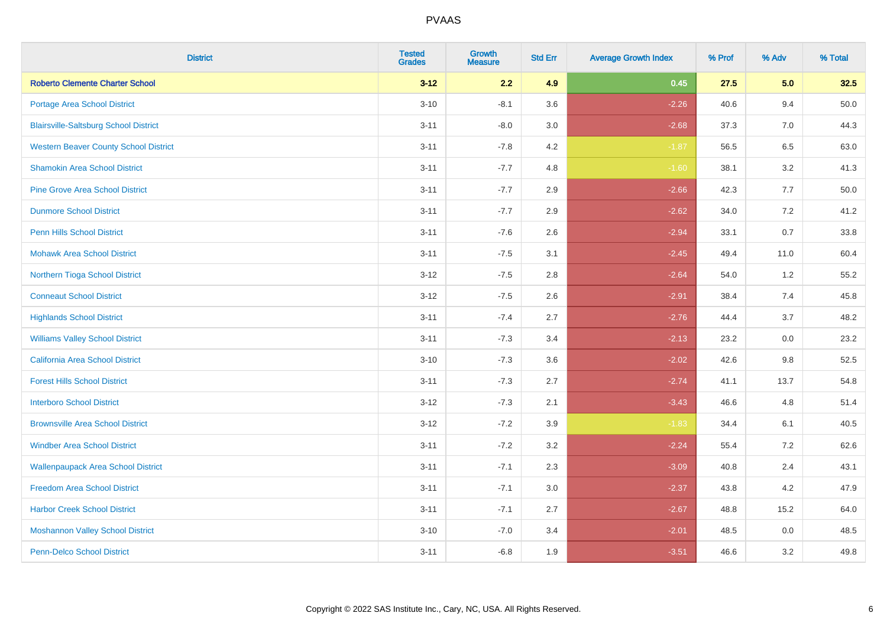# PVAAS

| District | Tested Grades | Growth Measure | Std Err | Average Growth Index | % Prof | % Adv | % Total |
|---|---|---|---|---|---|---|---|
| **Roberto Clemente Charter School** | **3-12** | **2.2** | **4.9** | **0.45** | **27.5** | **5.0** | **32.5** |
| Portage Area School District | 3-10 | -8.1 | 3.6 | -2.26 | 40.6 | 9.4 | 50.0 |
| Blairsville-Saltsburg School District | 3-11 | -8.0 | 3.0 | -2.68 | 37.3 | 7.0 | 44.3 |
| Western Beaver County School District | 3-11 | -7.8 | 4.2 | -1.87 | 56.5 | 6.5 | 63.0 |
| Shamokin Area School District | 3-11 | -7.7 | 4.8 | -1.60 | 38.1 | 3.2 | 41.3 |
| Pine Grove Area School District | 3-11 | -7.7 | 2.9 | -2.66 | 42.3 | 7.7 | 50.0 |
| Dunmore School District | 3-11 | -7.7 | 2.9 | -2.62 | 34.0 | 7.2 | 41.2 |
| Penn Hills School District | 3-11 | -7.6 | 2.6 | -2.94 | 33.1 | 0.7 | 33.8 |
| Mohawk Area School District | 3-11 | -7.5 | 3.1 | -2.45 | 49.4 | 11.0 | 60.4 |
| Northern Tioga School District | 3-12 | -7.5 | 2.8 | -2.64 | 54.0 | 1.2 | 55.2 |
| Conneaut School District | 3-12 | -7.5 | 2.6 | -2.91 | 38.4 | 7.4 | 45.8 |
| Highlands School District | 3-11 | -7.4 | 2.7 | -2.76 | 44.4 | 3.7 | 48.2 |
| Williams Valley School District | 3-11 | -7.3 | 3.4 | -2.13 | 23.2 | 0.0 | 23.2 |
| California Area School District | 3-10 | -7.3 | 3.6 | -2.02 | 42.6 | 9.8 | 52.5 |
| Forest Hills School District | 3-11 | -7.3 | 2.7 | -2.74 | 41.1 | 13.7 | 54.8 |
| Interboro School District | 3-12 | -7.3 | 2.1 | -3.43 | 46.6 | 4.8 | 51.4 |
| Brownsville Area School District | 3-12 | -7.2 | 3.9 | -1.83 | 34.4 | 6.1 | 40.5 |
| Windber Area School District | 3-11 | -7.2 | 3.2 | -2.24 | 55.4 | 7.2 | 62.6 |
| Wallenpaupack Area School District | 3-11 | -7.1 | 2.3 | -3.09 | 40.8 | 2.4 | 43.1 |
| Freedom Area School District | 3-11 | -7.1 | 3.0 | -2.37 | 43.8 | 4.2 | 47.9 |
| Harbor Creek School District | 3-11 | -7.1 | 2.7 | -2.67 | 48.8 | 15.2 | 64.0 |
| Moshannon Valley School District | 3-10 | -7.0 | 3.4 | -2.01 | 48.5 | 0.0 | 48.5 |
| Penn-Delco School District | 3-11 | -6.8 | 1.9 | -3.51 | 46.6 | 3.2 | 49.8 |

Copyright © 2022 SAS Institute Inc., Cary, NC, USA. All Rights Reserved.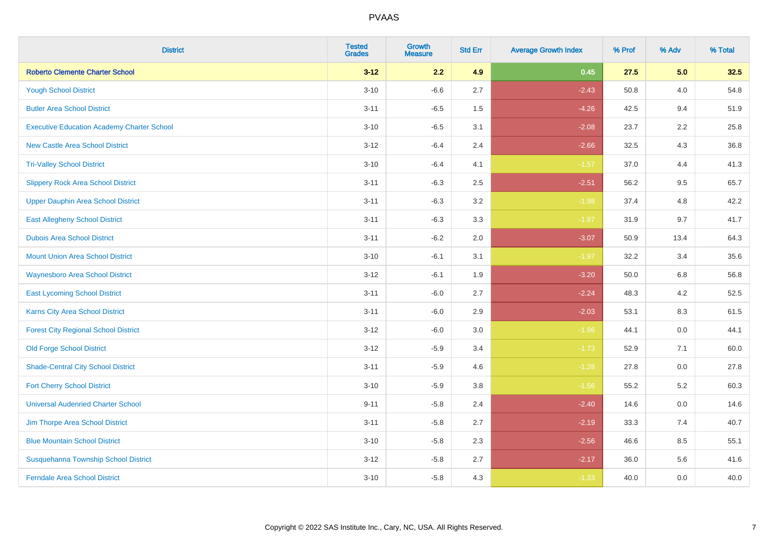# PVAAS

| District | Tested Grades | Growth Measure | Std Err | Average Growth Index | % Prof | % Adv | % Total |
|---|---|---|---|---|---|---|---|
| **Roberto Clemente Charter School** | **3-12** | **2.2** | **4.9** | **0.45** | **27.5** | **5.0** | **32.5** |
| Yough School District | 3-10 | -6.6 | 2.7 | -2.43 | 50.8 | 4.0 | 54.8 |
| Butler Area School District | 3-11 | -6.5 | 1.5 | -4.26 | 42.5 | 9.4 | 51.9 |
| Executive Education Academy Charter School | 3-10 | -6.5 | 3.1 | -2.08 | 23.7 | 2.2 | 25.8 |
| New Castle Area School District | 3-12 | -6.4 | 2.4 | -2.66 | 32.5 | 4.3 | 36.8 |
| Tri-Valley School District | 3-10 | -6.4 | 4.1 | -1.57 | 37.0 | 4.4 | 41.3 |
| Slippery Rock Area School District | 3-11 | -6.3 | 2.5 | -2.51 | 56.2 | 9.5 | 65.7 |
| Upper Dauphin Area School District | 3-11 | -6.3 | 3.2 | -1.98 | 37.4 | 4.8 | 42.2 |
| East Allegheny School District | 3-11 | -6.3 | 3.3 | -1.87 | 31.9 | 9.7 | 41.7 |
| Dubois Area School District | 3-11 | -6.2 | 2.0 | -3.07 | 50.9 | 13.4 | 64.3 |
| Mount Union Area School District | 3-10 | -6.1 | 3.1 | -1.97 | 32.2 | 3.4 | 35.6 |
| Waynesboro Area School District | 3-12 | -6.1 | 1.9 | -3.20 | 50.0 | 6.8 | 56.8 |
| East Lycoming School District | 3-11 | -6.0 | 2.7 | -2.24 | 48.3 | 4.2 | 52.5 |
| Karns City Area School District | 3-11 | -6.0 | 2.9 | -2.03 | 53.1 | 8.3 | 61.5 |
| Forest City Regional School District | 3-12 | -6.0 | 3.0 | -1.96 | 44.1 | 0.0 | 44.1 |
| Old Forge School District | 3-12 | -5.9 | 3.4 | -1.73 | 52.9 | 7.1 | 60.0 |
| Shade-Central City School District | 3-11 | -5.9 | 4.6 | -1.28 | 27.8 | 0.0 | 27.8 |
| Fort Cherry School District | 3-10 | -5.9 | 3.8 | -1.56 | 55.2 | 5.2 | 60.3 |
| Universal Audenried Charter School | 9-11 | -5.8 | 2.4 | -2.40 | 14.6 | 0.0 | 14.6 |
| Jim Thorpe Area School District | 3-11 | -5.8 | 2.7 | -2.19 | 33.3 | 7.4 | 40.7 |
| Blue Mountain School District | 3-10 | -5.8 | 2.3 | -2.56 | 46.6 | 8.5 | 55.1 |
| Susquehanna Township School District | 3-12 | -5.8 | 2.7 | -2.17 | 36.0 | 5.6 | 41.6 |
| Ferndale Area School District | 3-10 | -5.8 | 4.3 | -1.33 | 40.0 | 0.0 | 40.0 |

Copyright © 2022 SAS Institute Inc., Cary, NC, USA. All Rights Reserved.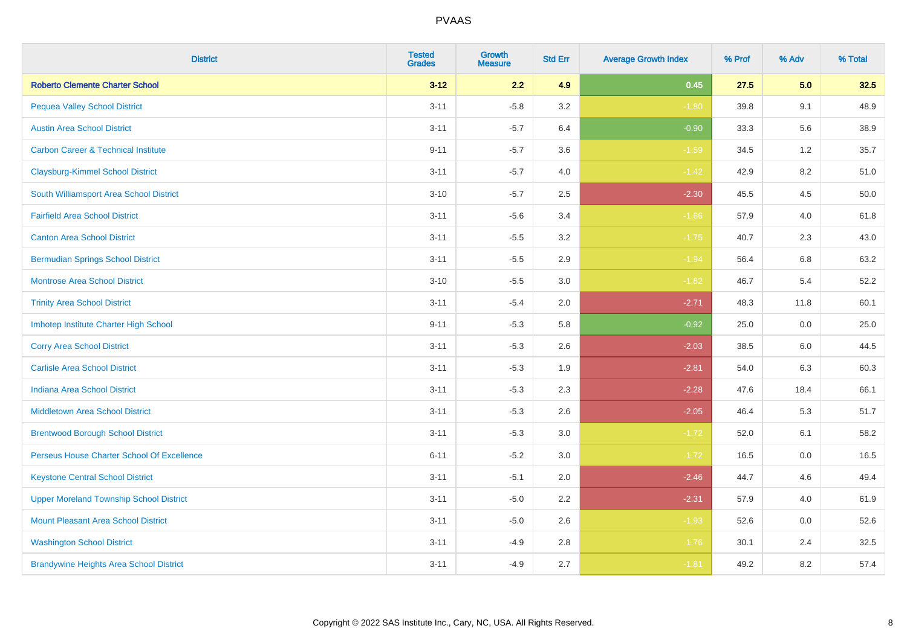| District | Tested Grades | Growth Measure | Std Err | Average Growth Index | % Prof | % Adv | % Total |
|---|---|---|---|---|---|---|---|
| **Roberto Clemente Charter School** | **3-12** | **2.2** | **4.9** | **0.45** | **27.5** | **5.0** | **32.5** |
| Pequea Valley School District | 3-11 | -5.8 | 3.2 | -1.80 | 39.8 | 9.1 | 48.9 |
| Austin Area School District | 3-11 | -5.7 | 6.4 | -0.90 | 33.3 | 5.6 | 38.9 |
| Carbon Career & Technical Institute | 9-11 | -5.7 | 3.6 | -1.59 | 34.5 | 1.2 | 35.7 |
| Claysburg-Kimmel School District | 3-11 | -5.7 | 4.0 | -1.42 | 42.9 | 8.2 | 51.0 |
| South Williamsport Area School District | 3-10 | -5.7 | 2.5 | -2.30 | 45.5 | 4.5 | 50.0 |
| Fairfield Area School District | 3-11 | -5.6 | 3.4 | -1.66 | 57.9 | 4.0 | 61.8 |
| Canton Area School District | 3-11 | -5.5 | 3.2 | -1.75 | 40.7 | 2.3 | 43.0 |
| Bermudian Springs School District | 3-11 | -5.5 | 2.9 | -1.94 | 56.4 | 6.8 | 63.2 |
| Montrose Area School District | 3-10 | -5.5 | 3.0 | -1.82 | 46.7 | 5.4 | 52.2 |
| Trinity Area School District | 3-11 | -5.4 | 2.0 | -2.71 | 48.3 | 11.8 | 60.1 |
| Imhotep Institute Charter High School | 9-11 | -5.3 | 5.8 | -0.92 | 25.0 | 0.0 | 25.0 |
| Corry Area School District | 3-11 | -5.3 | 2.6 | -2.03 | 38.5 | 6.0 | 44.5 |
| Carlisle Area School District | 3-11 | -5.3 | 1.9 | -2.81 | 54.0 | 6.3 | 60.3 |
| Indiana Area School District | 3-11 | -5.3 | 2.3 | -2.28 | 47.6 | 18.4 | 66.1 |
| Middletown Area School District | 3-11 | -5.3 | 2.6 | -2.05 | 46.4 | 5.3 | 51.7 |
| Brentwood Borough School District | 3-11 | -5.3 | 3.0 | -1.72 | 52.0 | 6.1 | 58.2 |
| Perseus House Charter School Of Excellence | 6-11 | -5.2 | 3.0 | -1.72 | 16.5 | 0.0 | 16.5 |
| Keystone Central School District | 3-11 | -5.1 | 2.0 | -2.46 | 44.7 | 4.6 | 49.4 |
| Upper Moreland Township School District | 3-11 | -5.0 | 2.2 | -2.31 | 57.9 | 4.0 | 61.9 |
| Mount Pleasant Area School District | 3-11 | -5.0 | 2.6 | -1.93 | 52.6 | 0.0 | 52.6 |
| Washington School District | 3-11 | -4.9 | 2.8 | -1.76 | 30.1 | 2.4 | 32.5 |
| Brandywine Heights Area School District | 3-11 | -4.9 | 2.7 | -1.81 | 49.2 | 8.2 | 57.4 |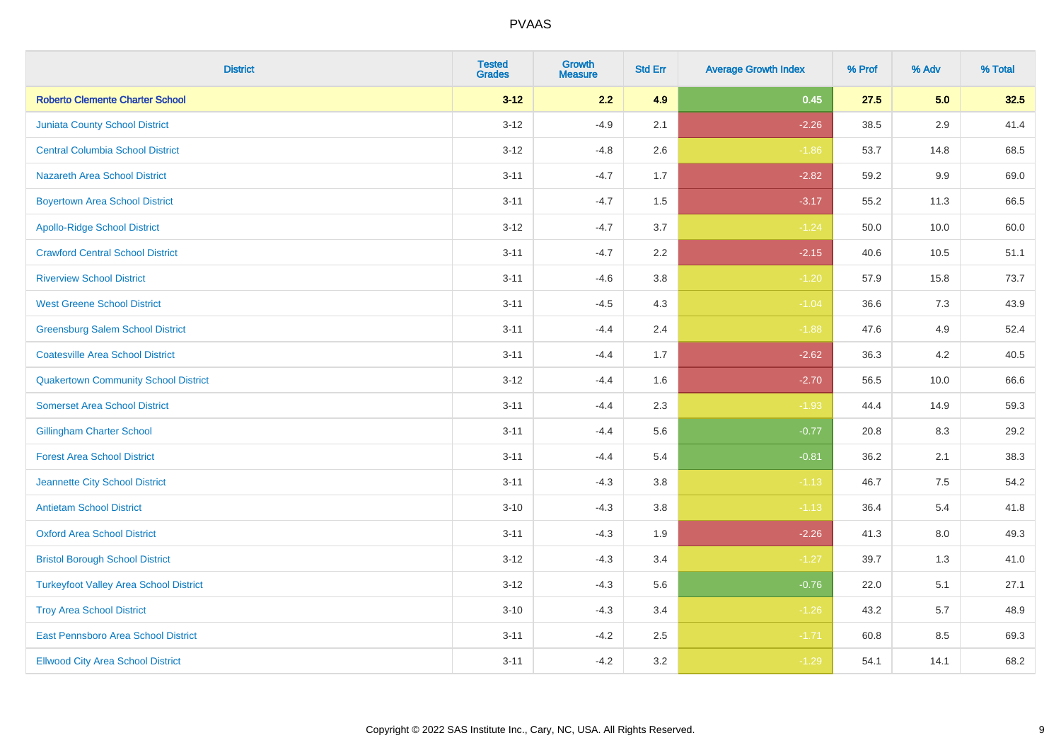# PVAAS

| District | Tested Grades | Growth Measure | Std Err | Average Growth Index | % Prof | % Adv | % Total |
|---|---|---|---|---|---|---|---|
| **Roberto Clemente Charter School** | **3-12** | **2.2** | **4.9** | **0.45** | **27.5** | **5.0** | **32.5** |
| Juniata County School District | 3-12 | -4.9 | 2.1 | -2.26 | 38.5 | 2.9 | 41.4 |
| Central Columbia School District | 3-12 | -4.8 | 2.6 | -1.86 | 53.7 | 14.8 | 68.5 |
| Nazareth Area School District | 3-11 | -4.7 | 1.7 | -2.82 | 59.2 | 9.9 | 69.0 |
| Boyertown Area School District | 3-11 | -4.7 | 1.5 | -3.17 | 55.2 | 11.3 | 66.5 |
| Apollo-Ridge School District | 3-12 | -4.7 | 3.7 | -1.24 | 50.0 | 10.0 | 60.0 |
| Crawford Central School District | 3-11 | -4.7 | 2.2 | -2.15 | 40.6 | 10.5 | 51.1 |
| Riverview School District | 3-11 | -4.6 | 3.8 | -1.20 | 57.9 | 15.8 | 73.7 |
| West Greene School District | 3-11 | -4.5 | 4.3 | -1.04 | 36.6 | 7.3 | 43.9 |
| Greensburg Salem School District | 3-11 | -4.4 | 2.4 | -1.88 | 47.6 | 4.9 | 52.4 |
| Coatesville Area School District | 3-11 | -4.4 | 1.7 | -2.62 | 36.3 | 4.2 | 40.5 |
| Quakertown Community School District | 3-12 | -4.4 | 1.6 | -2.70 | 56.5 | 10.0 | 66.6 |
| Somerset Area School District | 3-11 | -4.4 | 2.3 | -1.93 | 44.4 | 14.9 | 59.3 |
| Gillingham Charter School | 3-11 | -4.4 | 5.6 | -0.77 | 20.8 | 8.3 | 29.2 |
| Forest Area School District | 3-11 | -4.4 | 5.4 | -0.81 | 36.2 | 2.1 | 38.3 |
| Jeannette City School District | 3-11 | -4.3 | 3.8 | -1.13 | 46.7 | 7.5 | 54.2 |
| Antietam School District | 3-10 | -4.3 | 3.8 | -1.13 | 36.4 | 5.4 | 41.8 |
| Oxford Area School District | 3-11 | -4.3 | 1.9 | -2.26 | 41.3 | 8.0 | 49.3 |
| Bristol Borough School District | 3-12 | -4.3 | 3.4 | -1.27 | 39.7 | 1.3 | 41.0 |
| Turkeyfoot Valley Area School District | 3-12 | -4.3 | 5.6 | -0.76 | 22.0 | 5.1 | 27.1 |
| Troy Area School District | 3-10 | -4.3 | 3.4 | -1.26 | 43.2 | 5.7 | 48.9 |
| East Pennsboro Area School District | 3-11 | -4.2 | 2.5 | -1.71 | 60.8 | 8.5 | 69.3 |
| Ellwood City Area School District | 3-11 | -4.2 | 3.2 | -1.29 | 54.1 | 14.1 | 68.2 |

Copyright © 2022 SAS Institute Inc., Cary, NC, USA. All Rights Reserved.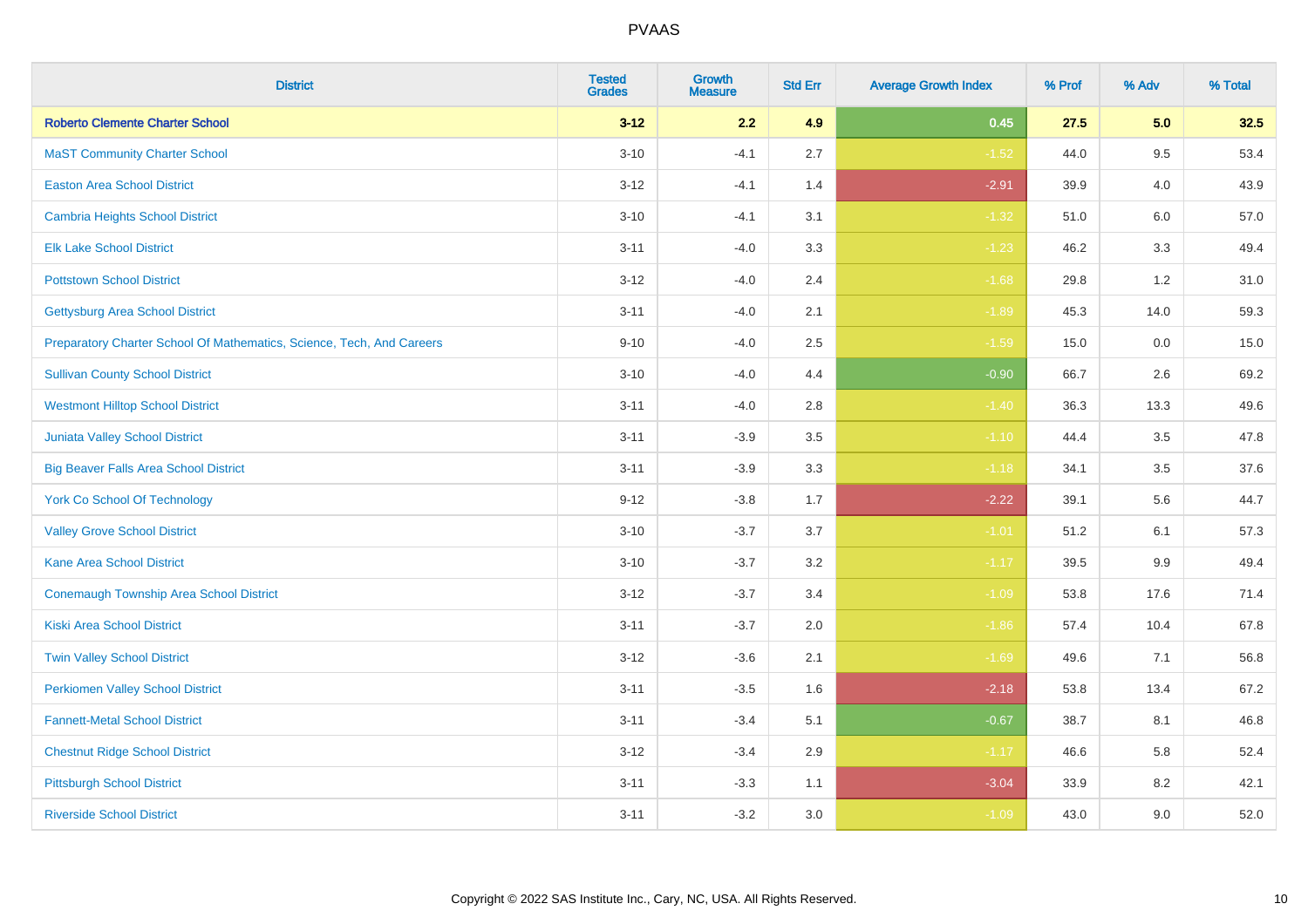| District | Tested Grades | Growth Measure | Std Err | Average Growth Index | % Prof | % Adv | % Total |
|---|---|---|---|---|---|---|---|
| **Roberto Clemente Charter School** | **3-12** | **2.2** | **4.9** | **0.45** | **27.5** | **5.0** | **32.5** |
| MaST Community Charter School | 3-10 | -4.1 | 2.7 | -1.52 | 44.0 | 9.5 | 53.4 |
| Easton Area School District | 3-12 | -4.1 | 1.4 | -2.91 | 39.9 | 4.0 | 43.9 |
| Cambria Heights School District | 3-10 | -4.1 | 3.1 | -1.32 | 51.0 | 6.0 | 57.0 |
| Elk Lake School District | 3-11 | -4.0 | 3.3 | -1.23 | 46.2 | 3.3 | 49.4 |
| Pottstown School District | 3-12 | -4.0 | 2.4 | -1.68 | 29.8 | 1.2 | 31.0 |
| Gettysburg Area School District | 3-11 | -4.0 | 2.1 | -1.89 | 45.3 | 14.0 | 59.3 |
| Preparatory Charter School Of Mathematics, Science, Tech, And Careers | 9-10 | -4.0 | 2.5 | -1.59 | 15.0 | 0.0 | 15.0 |
| Sullivan County School District | 3-10 | -4.0 | 4.4 | -0.90 | 66.7 | 2.6 | 69.2 |
| Westmont Hilltop School District | 3-11 | -4.0 | 2.8 | -1.40 | 36.3 | 13.3 | 49.6 |
| Juniata Valley School District | 3-11 | -3.9 | 3.5 | -1.10 | 44.4 | 3.5 | 47.8 |
| Big Beaver Falls Area School District | 3-11 | -3.9 | 3.3 | -1.18 | 34.1 | 3.5 | 37.6 |
| York Co School Of Technology | 9-12 | -3.8 | 1.7 | -2.22 | 39.1 | 5.6 | 44.7 |
| Valley Grove School District | 3-10 | -3.7 | 3.7 | -1.01 | 51.2 | 6.1 | 57.3 |
| Kane Area School District | 3-10 | -3.7 | 3.2 | -1.17 | 39.5 | 9.9 | 49.4 |
| Conemaugh Township Area School District | 3-12 | -3.7 | 3.4 | -1.09 | 53.8 | 17.6 | 71.4 |
| Kiski Area School District | 3-11 | -3.7 | 2.0 | -1.86 | 57.4 | 10.4 | 67.8 |
| Twin Valley School District | 3-12 | -3.6 | 2.1 | -1.69 | 49.6 | 7.1 | 56.8 |
| Perkiomen Valley School District | 3-11 | -3.5 | 1.6 | -2.18 | 53.8 | 13.4 | 67.2 |
| Fannett-Metal School District | 3-11 | -3.4 | 5.1 | -0.67 | 38.7 | 8.1 | 46.8 |
| Chestnut Ridge School District | 3-12 | -3.4 | 2.9 | -1.17 | 46.6 | 5.8 | 52.4 |
| Pittsburgh School District | 3-11 | -3.3 | 1.1 | -3.04 | 33.9 | 8.2 | 42.1 |
| Riverside School District | 3-11 | -3.2 | 3.0 | -1.09 | 43.0 | 9.0 | 52.0 |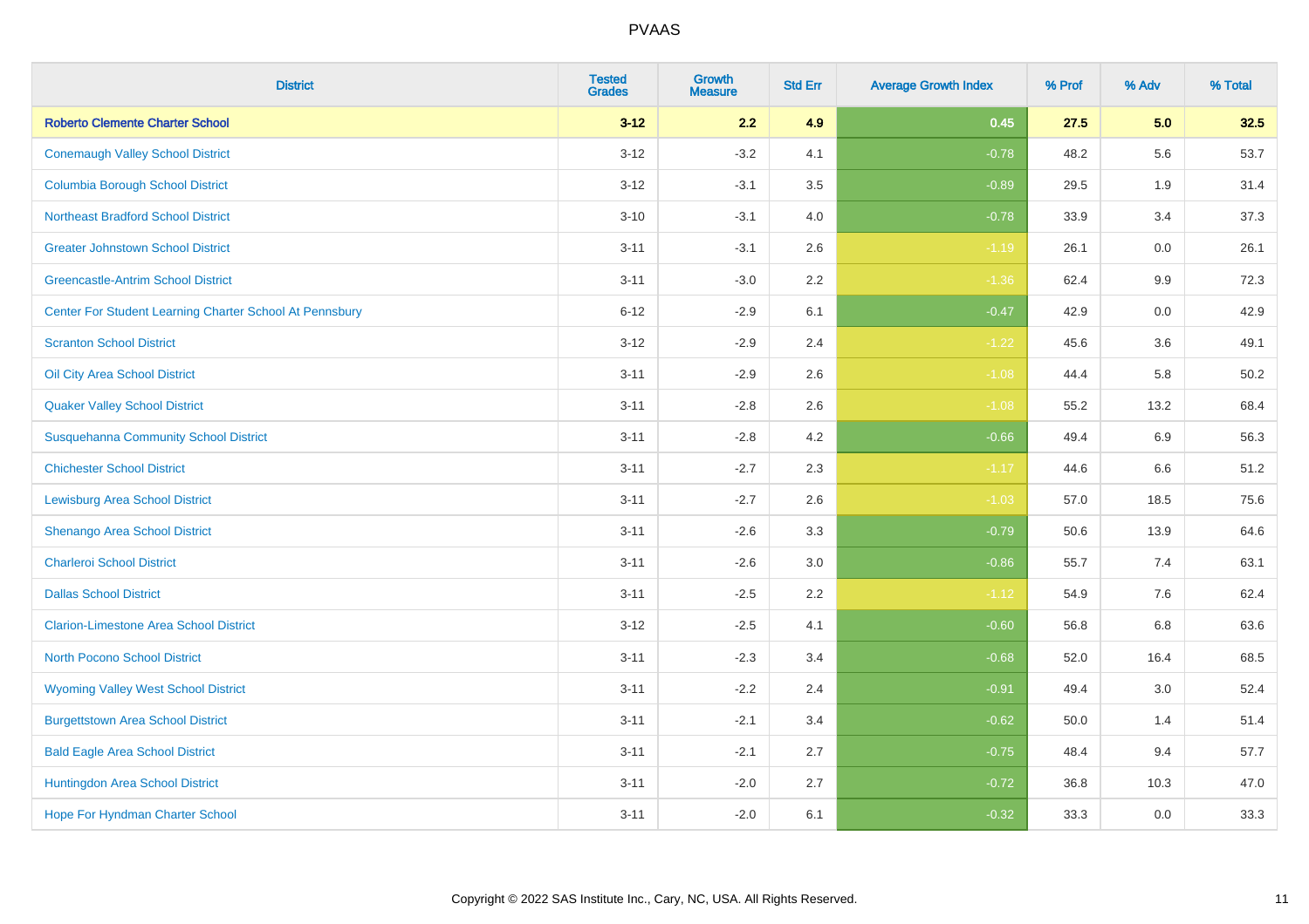PVAAS

| District | Tested Grades | Growth Measure | Std Err | Average Growth Index | % Prof | % Adv | % Total |
|---|---|---|---|---|---|---|---|
| **Roberto Clemente Charter School** | **3-12** | **2.2** | **4.9** | **0.45** | **27.5** | **5.0** | **32.5** |
| Conemaugh Valley School District | 3-12 | -3.2 | 4.1 | -0.78 | 48.2 | 5.6 | 53.7 |
| Columbia Borough School District | 3-12 | -3.1 | 3.5 | -0.89 | 29.5 | 1.9 | 31.4 |
| Northeast Bradford School District | 3-10 | -3.1 | 4.0 | -0.78 | 33.9 | 3.4 | 37.3 |
| Greater Johnstown School District | 3-11 | -3.1 | 2.6 | -1.19 | 26.1 | 0.0 | 26.1 |
| Greencastle-Antrim School District | 3-11 | -3.0 | 2.2 | -1.36 | 62.4 | 9.9 | 72.3 |
| Center For Student Learning Charter School At Pennsbury | 6-12 | -2.9 | 6.1 | -0.47 | 42.9 | 0.0 | 42.9 |
| Scranton School District | 3-12 | -2.9 | 2.4 | -1.22 | 45.6 | 3.6 | 49.1 |
| Oil City Area School District | 3-11 | -2.9 | 2.6 | -1.08 | 44.4 | 5.8 | 50.2 |
| Quaker Valley School District | 3-11 | -2.8 | 2.6 | -1.08 | 55.2 | 13.2 | 68.4 |
| Susquehanna Community School District | 3-11 | -2.8 | 4.2 | -0.66 | 49.4 | 6.9 | 56.3 |
| Chichester School District | 3-11 | -2.7 | 2.3 | -1.17 | 44.6 | 6.6 | 51.2 |
| Lewisburg Area School District | 3-11 | -2.7 | 2.6 | -1.03 | 57.0 | 18.5 | 75.6 |
| Shenango Area School District | 3-11 | -2.6 | 3.3 | -0.79 | 50.6 | 13.9 | 64.6 |
| Charleroi School District | 3-11 | -2.6 | 3.0 | -0.86 | 55.7 | 7.4 | 63.1 |
| Dallas School District | 3-11 | -2.5 | 2.2 | -1.12 | 54.9 | 7.6 | 62.4 |
| Clarion-Limestone Area School District | 3-12 | -2.5 | 4.1 | -0.60 | 56.8 | 6.8 | 63.6 |
| North Pocono School District | 3-11 | -2.3 | 3.4 | -0.68 | 52.0 | 16.4 | 68.5 |
| Wyoming Valley West School District | 3-11 | -2.2 | 2.4 | -0.91 | 49.4 | 3.0 | 52.4 |
| Burgettstown Area School District | 3-11 | -2.1 | 3.4 | -0.62 | 50.0 | 1.4 | 51.4 |
| Bald Eagle Area School District | 3-11 | -2.1 | 2.7 | -0.75 | 48.4 | 9.4 | 57.7 |
| Huntingdon Area School District | 3-11 | -2.0 | 2.7 | -0.72 | 36.8 | 10.3 | 47.0 |
| Hope For Hyndman Charter School | 3-11 | -2.0 | 6.1 | -0.32 | 33.3 | 0.0 | 33.3 |

Copyright © 2022 SAS Institute Inc., Cary, NC, USA. All Rights Reserved.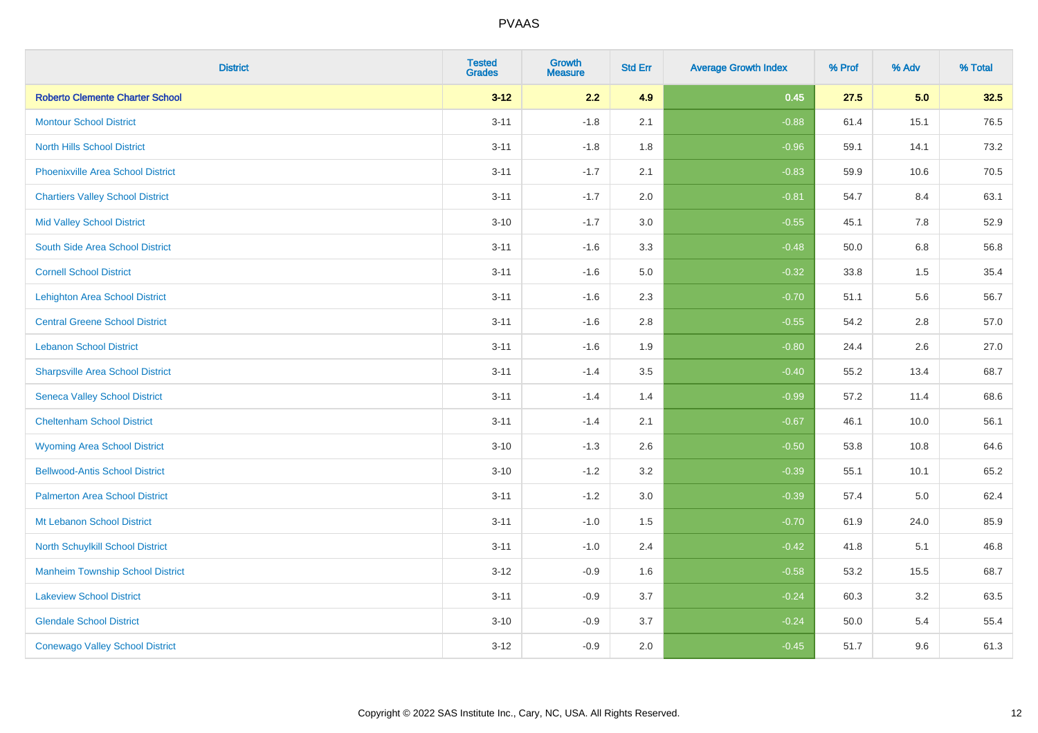| District | Tested Grades | Growth Measure | Std Err | Average Growth Index | % Prof | % Adv | % Total |
|---|---|---|---|---|---|---|---|
| **Roberto Clemente Charter School** | **3-12** | **2.2** | **4.9** | **0.45** | **27.5** | **5.0** | **32.5** |
| Montour School District | 3-11 | -1.8 | 2.1 | -0.88 | 61.4 | 15.1 | 76.5 |
| North Hills School District | 3-11 | -1.8 | 1.8 | -0.96 | 59.1 | 14.1 | 73.2 |
| Phoenixville Area School District | 3-11 | -1.7 | 2.1 | -0.83 | 59.9 | 10.6 | 70.5 |
| Chartiers Valley School District | 3-11 | -1.7 | 2.0 | -0.81 | 54.7 | 8.4 | 63.1 |
| Mid Valley School District | 3-10 | -1.7 | 3.0 | -0.55 | 45.1 | 7.8 | 52.9 |
| South Side Area School District | 3-11 | -1.6 | 3.3 | -0.48 | 50.0 | 6.8 | 56.8 |
| Cornell School District | 3-11 | -1.6 | 5.0 | -0.32 | 33.8 | 1.5 | 35.4 |
| Lehighton Area School District | 3-11 | -1.6 | 2.3 | -0.70 | 51.1 | 5.6 | 56.7 |
| Central Greene School District | 3-11 | -1.6 | 2.8 | -0.55 | 54.2 | 2.8 | 57.0 |
| Lebanon School District | 3-11 | -1.6 | 1.9 | -0.80 | 24.4 | 2.6 | 27.0 |
| Sharpsville Area School District | 3-11 | -1.4 | 3.5 | -0.40 | 55.2 | 13.4 | 68.7 |
| Seneca Valley School District | 3-11 | -1.4 | 1.4 | -0.99 | 57.2 | 11.4 | 68.6 |
| Cheltenham School District | 3-11 | -1.4 | 2.1 | -0.67 | 46.1 | 10.0 | 56.1 |
| Wyoming Area School District | 3-10 | -1.3 | 2.6 | -0.50 | 53.8 | 10.8 | 64.6 |
| Bellwood-Antis School District | 3-10 | -1.2 | 3.2 | -0.39 | 55.1 | 10.1 | 65.2 |
| Palmerton Area School District | 3-11 | -1.2 | 3.0 | -0.39 | 57.4 | 5.0 | 62.4 |
| Mt Lebanon School District | 3-11 | -1.0 | 1.5 | -0.70 | 61.9 | 24.0 | 85.9 |
| North Schuylkill School District | 3-11 | -1.0 | 2.4 | -0.42 | 41.8 | 5.1 | 46.8 |
| Manheim Township School District | 3-12 | -0.9 | 1.6 | -0.58 | 53.2 | 15.5 | 68.7 |
| Lakeview School District | 3-11 | -0.9 | 3.7 | -0.24 | 60.3 | 3.2 | 63.5 |
| Glendale School District | 3-10 | -0.9 | 3.7 | -0.24 | 50.0 | 5.4 | 55.4 |
| Conewago Valley School District | 3-12 | -0.9 | 2.0 | -0.45 | 51.7 | 9.6 | 61.3 |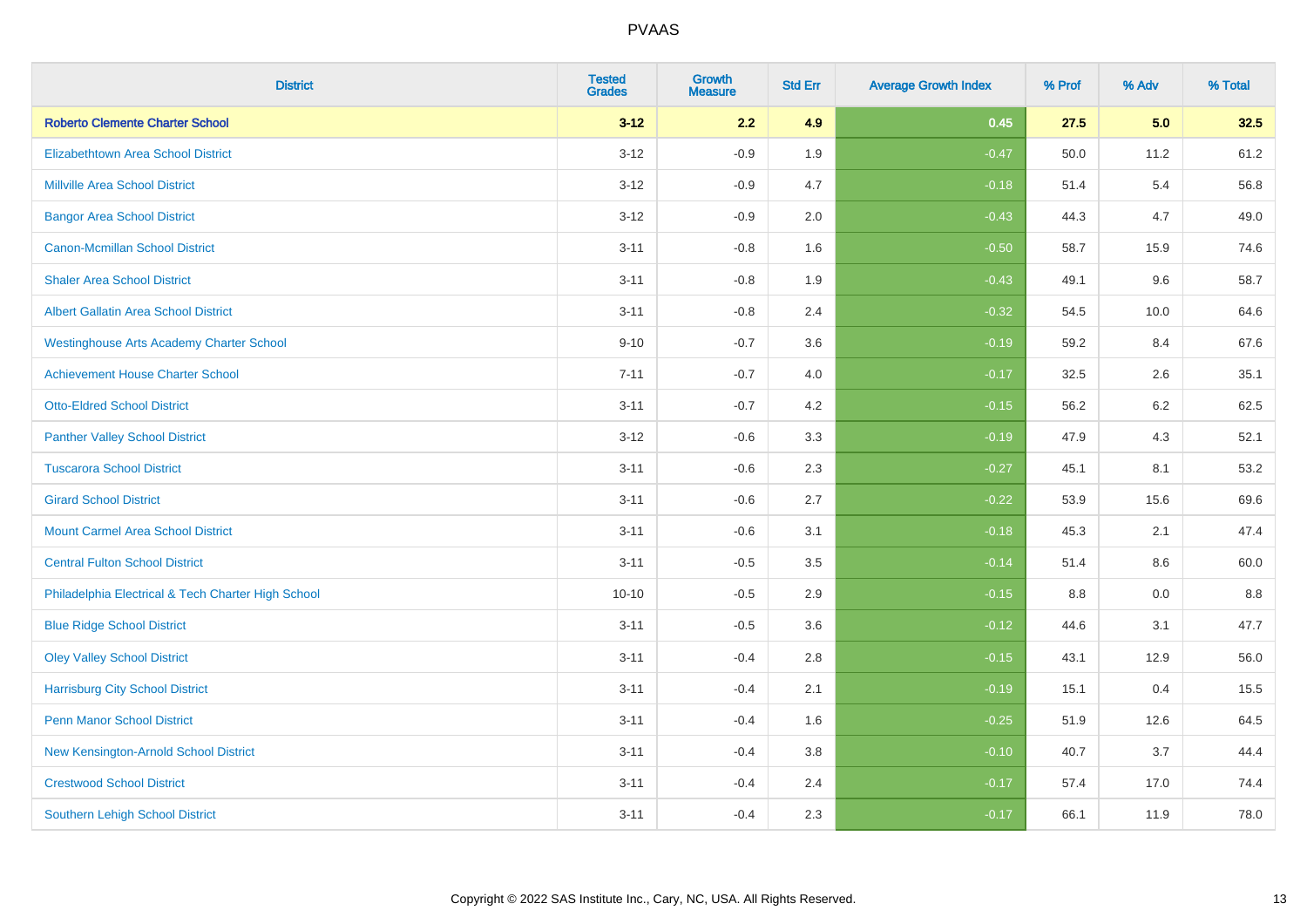| District | Tested Grades | Growth Measure | Std Err | Average Growth Index | % Prof | % Adv | % Total |
|---|---|---|---|---|---|---|---|
| **Roberto Clemente Charter School** | **3-12** | **2.2** | **4.9** | **0.45** | **27.5** | **5.0** | **32.5** |
| Elizabethtown Area School District | 3-12 | -0.9 | 1.9 | -0.47 | 50.0 | 11.2 | 61.2 |
| Millville Area School District | 3-12 | -0.9 | 4.7 | -0.18 | 51.4 | 5.4 | 56.8 |
| Bangor Area School District | 3-12 | -0.9 | 2.0 | -0.43 | 44.3 | 4.7 | 49.0 |
| Canon-Mcmillan School District | 3-11 | -0.8 | 1.6 | -0.50 | 58.7 | 15.9 | 74.6 |
| Shaler Area School District | 3-11 | -0.8 | 1.9 | -0.43 | 49.1 | 9.6 | 58.7 |
| Albert Gallatin Area School District | 3-11 | -0.8 | 2.4 | -0.32 | 54.5 | 10.0 | 64.6 |
| Westinghouse Arts Academy Charter School | 9-10 | -0.7 | 3.6 | -0.19 | 59.2 | 8.4 | 67.6 |
| Achievement House Charter School | 7-11 | -0.7 | 4.0 | -0.17 | 32.5 | 2.6 | 35.1 |
| Otto-Eldred School District | 3-11 | -0.7 | 4.2 | -0.15 | 56.2 | 6.2 | 62.5 |
| Panther Valley School District | 3-12 | -0.6 | 3.3 | -0.19 | 47.9 | 4.3 | 52.1 |
| Tuscarora School District | 3-11 | -0.6 | 2.3 | -0.27 | 45.1 | 8.1 | 53.2 |
| Girard School District | 3-11 | -0.6 | 2.7 | -0.22 | 53.9 | 15.6 | 69.6 |
| Mount Carmel Area School District | 3-11 | -0.6 | 3.1 | -0.18 | 45.3 | 2.1 | 47.4 |
| Central Fulton School District | 3-11 | -0.5 | 3.5 | -0.14 | 51.4 | 8.6 | 60.0 |
| Philadelphia Electrical & Tech Charter High School | 10-10 | -0.5 | 2.9 | -0.15 | 8.8 | 0.0 | 8.8 |
| Blue Ridge School District | 3-11 | -0.5 | 3.6 | -0.12 | 44.6 | 3.1 | 47.7 |
| Oley Valley School District | 3-11 | -0.4 | 2.8 | -0.15 | 43.1 | 12.9 | 56.0 |
| Harrisburg City School District | 3-11 | -0.4 | 2.1 | -0.19 | 15.1 | 0.4 | 15.5 |
| Penn Manor School District | 3-11 | -0.4 | 1.6 | -0.25 | 51.9 | 12.6 | 64.5 |
| New Kensington-Arnold School District | 3-11 | -0.4 | 3.8 | -0.10 | 40.7 | 3.7 | 44.4 |
| Crestwood School District | 3-11 | -0.4 | 2.4 | -0.17 | 57.4 | 17.0 | 74.4 |
| Southern Lehigh School District | 3-11 | -0.4 | 2.3 | -0.17 | 66.1 | 11.9 | 78.0 |

Copyright © 2022 SAS Institute Inc., Cary, NC, USA. All Rights Reserved.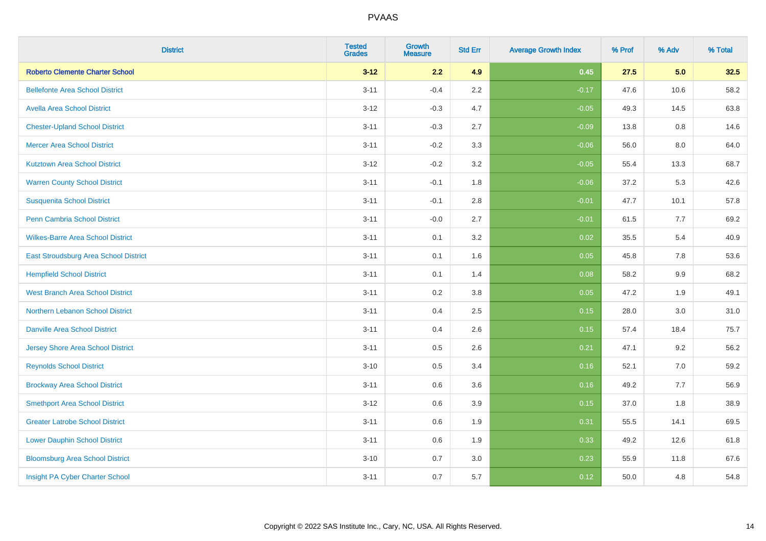| District | Tested Grades | Growth Measure | Std Err | Average Growth Index | % Prof | % Adv | % Total |
|---|---|---|---|---|---|---|---|
| **Roberto Clemente Charter School** | **3-12** | **2.2** | **4.9** | **0.45** | **27.5** | **5.0** | **32.5** |
| Bellefonte Area School District | 3-11 | -0.4 | 2.2 | -0.17 | 47.6 | 10.6 | 58.2 |
| Avella Area School District | 3-12 | -0.3 | 4.7 | -0.05 | 49.3 | 14.5 | 63.8 |
| Chester-Upland School District | 3-11 | -0.3 | 2.7 | -0.09 | 13.8 | 0.8 | 14.6 |
| Mercer Area School District | 3-11 | -0.2 | 3.3 | -0.06 | 56.0 | 8.0 | 64.0 |
| Kutztown Area School District | 3-12 | -0.2 | 3.2 | -0.05 | 55.4 | 13.3 | 68.7 |
| Warren County School District | 3-11 | -0.1 | 1.8 | -0.06 | 37.2 | 5.3 | 42.6 |
| Susquenita School District | 3-11 | -0.1 | 2.8 | -0.01 | 47.7 | 10.1 | 57.8 |
| Penn Cambria School District | 3-11 | -0.0 | 2.7 | -0.01 | 61.5 | 7.7 | 69.2 |
| Wilkes-Barre Area School District | 3-11 | 0.1 | 3.2 | 0.02 | 35.5 | 5.4 | 40.9 |
| East Stroudsburg Area School District | 3-11 | 0.1 | 1.6 | 0.05 | 45.8 | 7.8 | 53.6 |
| Hempfield School District | 3-11 | 0.1 | 1.4 | 0.08 | 58.2 | 9.9 | 68.2 |
| West Branch Area School District | 3-11 | 0.2 | 3.8 | 0.05 | 47.2 | 1.9 | 49.1 |
| Northern Lebanon School District | 3-11 | 0.4 | 2.5 | 0.15 | 28.0 | 3.0 | 31.0 |
| Danville Area School District | 3-11 | 0.4 | 2.6 | 0.15 | 57.4 | 18.4 | 75.7 |
| Jersey Shore Area School District | 3-11 | 0.5 | 2.6 | 0.21 | 47.1 | 9.2 | 56.2 |
| Reynolds School District | 3-10 | 0.5 | 3.4 | 0.16 | 52.1 | 7.0 | 59.2 |
| Brockway Area School District | 3-11 | 0.6 | 3.6 | 0.16 | 49.2 | 7.7 | 56.9 |
| Smethport Area School District | 3-12 | 0.6 | 3.9 | 0.15 | 37.0 | 1.8 | 38.9 |
| Greater Latrobe School District | 3-11 | 0.6 | 1.9 | 0.31 | 55.5 | 14.1 | 69.5 |
| Lower Dauphin School District | 3-11 | 0.6 | 1.9 | 0.33 | 49.2 | 12.6 | 61.8 |
| Bloomsburg Area School District | 3-10 | 0.7 | 3.0 | 0.23 | 55.9 | 11.8 | 67.6 |
| Insight PA Cyber Charter School | 3-11 | 0.7 | 5.7 | 0.12 | 50.0 | 4.8 | 54.8 |

Copyright © 2022 SAS Institute Inc., Cary, NC, USA. All Rights Reserved.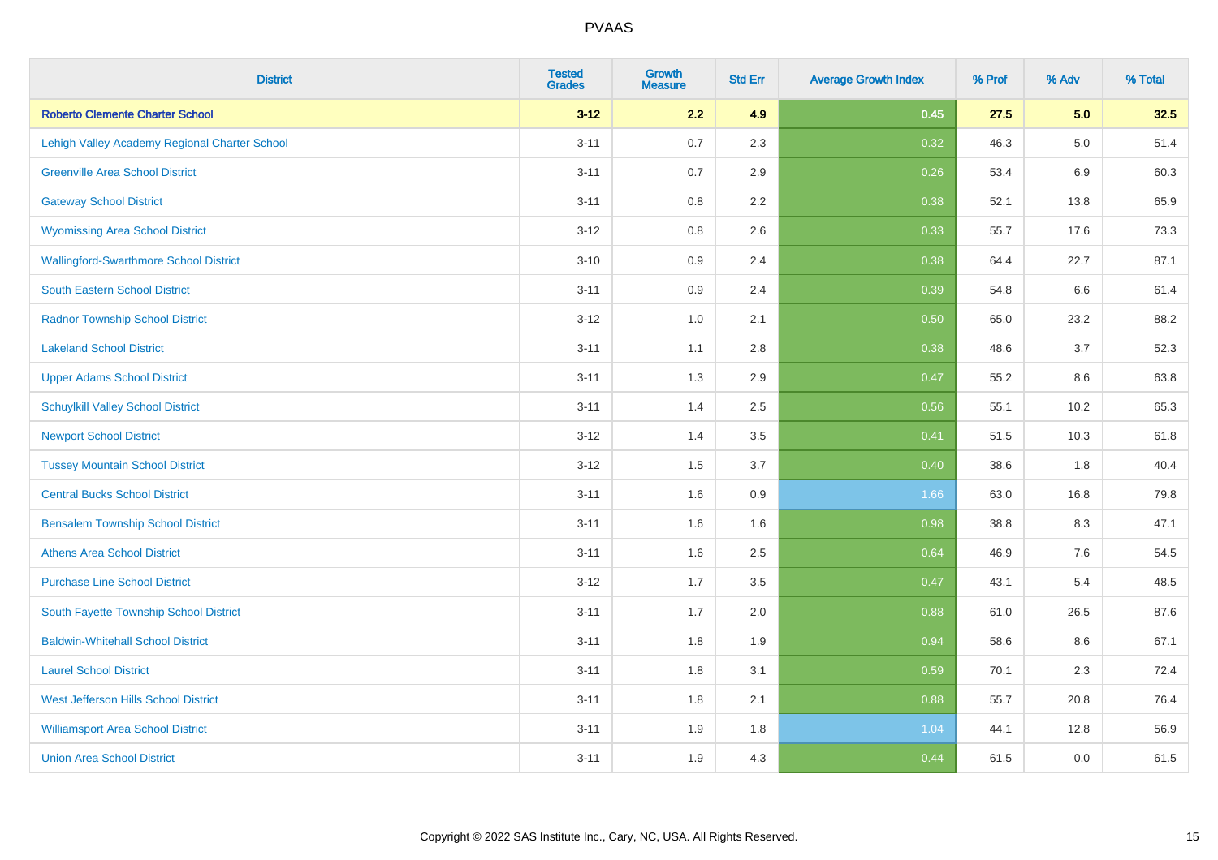| District | Tested Grades | Growth Measure | Std Err | Average Growth Index | % Prof | % Adv | % Total |
|---|---|---|---|---|---|---|---|
| **Roberto Clemente Charter School** | **3-12** | **2.2** | **4.9** | **0.45** | **27.5** | **5.0** | **32.5** |
| Lehigh Valley Academy Regional Charter School | 3-11 | 0.7 | 2.3 | 0.32 | 46.3 | 5.0 | 51.4 |
| Greenville Area School District | 3-11 | 0.7 | 2.9 | 0.26 | 53.4 | 6.9 | 60.3 |
| Gateway School District | 3-11 | 0.8 | 2.2 | 0.38 | 52.1 | 13.8 | 65.9 |
| Wyomissing Area School District | 3-12 | 0.8 | 2.6 | 0.33 | 55.7 | 17.6 | 73.3 |
| Wallingford-Swarthmore School District | 3-10 | 0.9 | 2.4 | 0.38 | 64.4 | 22.7 | 87.1 |
| South Eastern School District | 3-11 | 0.9 | 2.4 | 0.39 | 54.8 | 6.6 | 61.4 |
| Radnor Township School District | 3-12 | 1.0 | 2.1 | 0.50 | 65.0 | 23.2 | 88.2 |
| Lakeland School District | 3-11 | 1.1 | 2.8 | 0.38 | 48.6 | 3.7 | 52.3 |
| Upper Adams School District | 3-11 | 1.3 | 2.9 | 0.47 | 55.2 | 8.6 | 63.8 |
| Schuylkill Valley School District | 3-11 | 1.4 | 2.5 | 0.56 | 55.1 | 10.2 | 65.3 |
| Newport School District | 3-12 | 1.4 | 3.5 | 0.41 | 51.5 | 10.3 | 61.8 |
| Tussey Mountain School District | 3-12 | 1.5 | 3.7 | 0.40 | 38.6 | 1.8 | 40.4 |
| Central Bucks School District | 3-11 | 1.6 | 0.9 | 1.66 | 63.0 | 16.8 | 79.8 |
| Bensalem Township School District | 3-11 | 1.6 | 1.6 | 0.98 | 38.8 | 8.3 | 47.1 |
| Athens Area School District | 3-11 | 1.6 | 2.5 | 0.64 | 46.9 | 7.6 | 54.5 |
| Purchase Line School District | 3-12 | 1.7 | 3.5 | 0.47 | 43.1 | 5.4 | 48.5 |
| South Fayette Township School District | 3-11 | 1.7 | 2.0 | 0.88 | 61.0 | 26.5 | 87.6 |
| Baldwin-Whitehall School District | 3-11 | 1.8 | 1.9 | 0.94 | 58.6 | 8.6 | 67.1 |
| Laurel School District | 3-11 | 1.8 | 3.1 | 0.59 | 70.1 | 2.3 | 72.4 |
| West Jefferson Hills School District | 3-11 | 1.8 | 2.1 | 0.88 | 55.7 | 20.8 | 76.4 |
| Williamsport Area School District | 3-11 | 1.9 | 1.8 | 1.04 | 44.1 | 12.8 | 56.9 |
| Union Area School District | 3-11 | 1.9 | 4.3 | 0.44 | 61.5 | 0.0 | 61.5 |

Copyright © 2022 SAS Institute Inc., Cary, NC, USA. All Rights Reserved.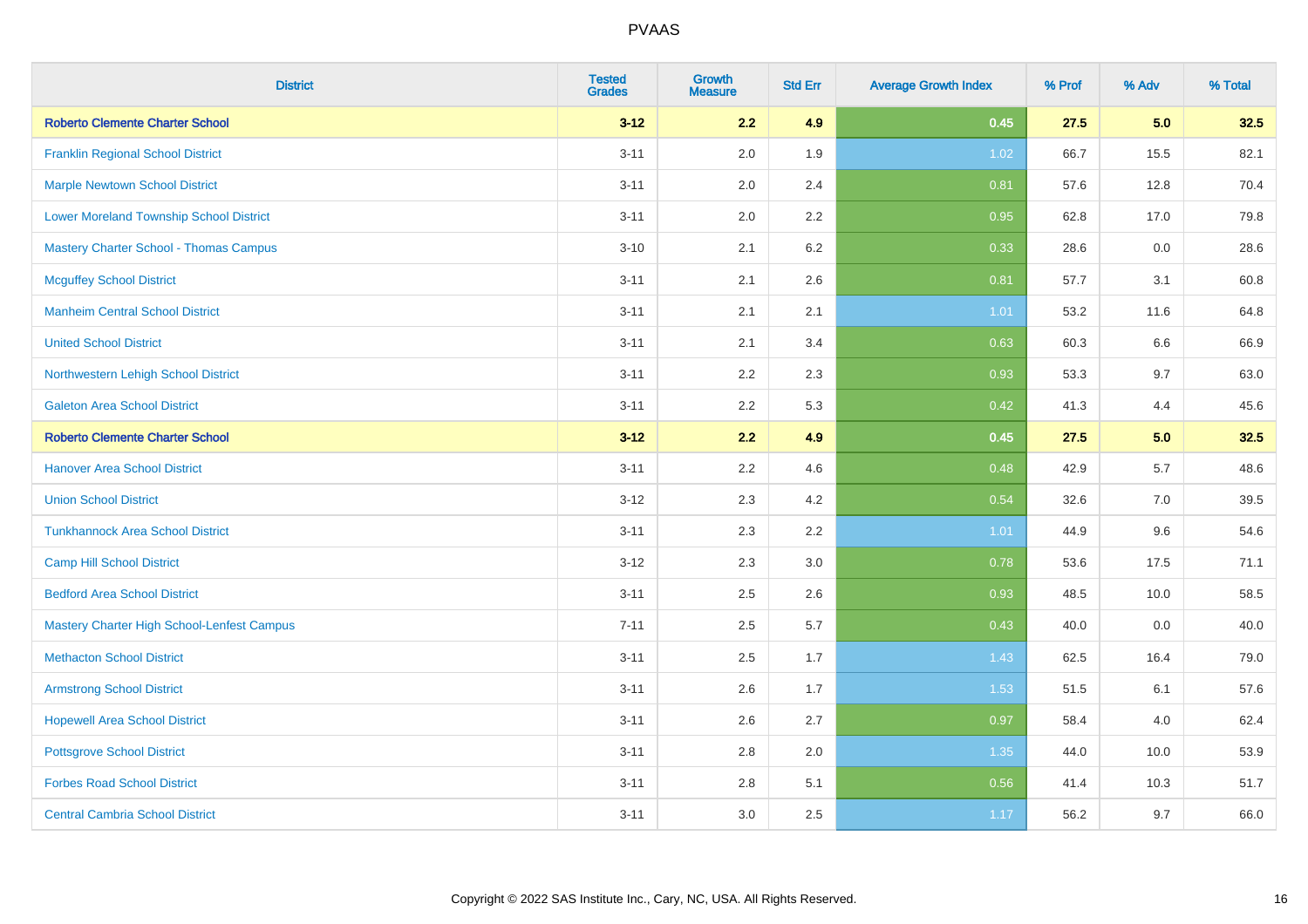| District | Tested Grades | Growth Measure | Std Err | Average Growth Index | % Prof | % Adv | % Total |
|---|---|---|---|---|---|---|---|
| **Roberto Clemente Charter School** | **3-12** | **2.2** | **4.9** | **0.45** | **27.5** | **5.0** | **32.5** |
| Franklin Regional School District | 3-11 | 2.0 | 1.9 | 1.02 | 66.7 | 15.5 | 82.1 |
| Marple Newtown School District | 3-11 | 2.0 | 2.4 | 0.81 | 57.6 | 12.8 | 70.4 |
| Lower Moreland Township School District | 3-11 | 2.0 | 2.2 | 0.95 | 62.8 | 17.0 | 79.8 |
| Mastery Charter School - Thomas Campus | 3-10 | 2.1 | 6.2 | 0.33 | 28.6 | 0.0 | 28.6 |
| Mcguffey School District | 3-11 | 2.1 | 2.6 | 0.81 | 57.7 | 3.1 | 60.8 |
| Manheim Central School District | 3-11 | 2.1 | 2.1 | 1.01 | 53.2 | 11.6 | 64.8 |
| United School District | 3-11 | 2.1 | 3.4 | 0.63 | 60.3 | 6.6 | 66.9 |
| Northwestern Lehigh School District | 3-11 | 2.2 | 2.3 | 0.93 | 53.3 | 9.7 | 63.0 |
| Galeton Area School District | 3-11 | 2.2 | 5.3 | 0.42 | 41.3 | 4.4 | 45.6 |
| **Roberto Clemente Charter School** | **3-12** | **2.2** | **4.9** | **0.45** | **27.5** | **5.0** | **32.5** |
| Hanover Area School District | 3-11 | 2.2 | 4.6 | 0.48 | 42.9 | 5.7 | 48.6 |
| Union School District | 3-12 | 2.3 | 4.2 | 0.54 | 32.6 | 7.0 | 39.5 |
| Tunkhannock Area School District | 3-11 | 2.3 | 2.2 | 1.01 | 44.9 | 9.6 | 54.6 |
| Camp Hill School District | 3-12 | 2.3 | 3.0 | 0.78 | 53.6 | 17.5 | 71.1 |
| Bedford Area School District | 3-11 | 2.5 | 2.6 | 0.93 | 48.5 | 10.0 | 58.5 |
| Mastery Charter High School-Lenfest Campus | 7-11 | 2.5 | 5.7 | 0.43 | 40.0 | 0.0 | 40.0 |
| Methacton School District | 3-11 | 2.5 | 1.7 | 1.43 | 62.5 | 16.4 | 79.0 |
| Armstrong School District | 3-11 | 2.6 | 1.7 | 1.53 | 51.5 | 6.1 | 57.6 |
| Hopewell Area School District | 3-11 | 2.6 | 2.7 | 0.97 | 58.4 | 4.0 | 62.4 |
| Pottsgrove School District | 3-11 | 2.8 | 2.0 | 1.35 | 44.0 | 10.0 | 53.9 |
| Forbes Road School District | 3-11 | 2.8 | 5.1 | 0.56 | 41.4 | 10.3 | 51.7 |
| Central Cambria School District | 3-11 | 3.0 | 2.5 | 1.17 | 56.2 | 9.7 | 66.0 |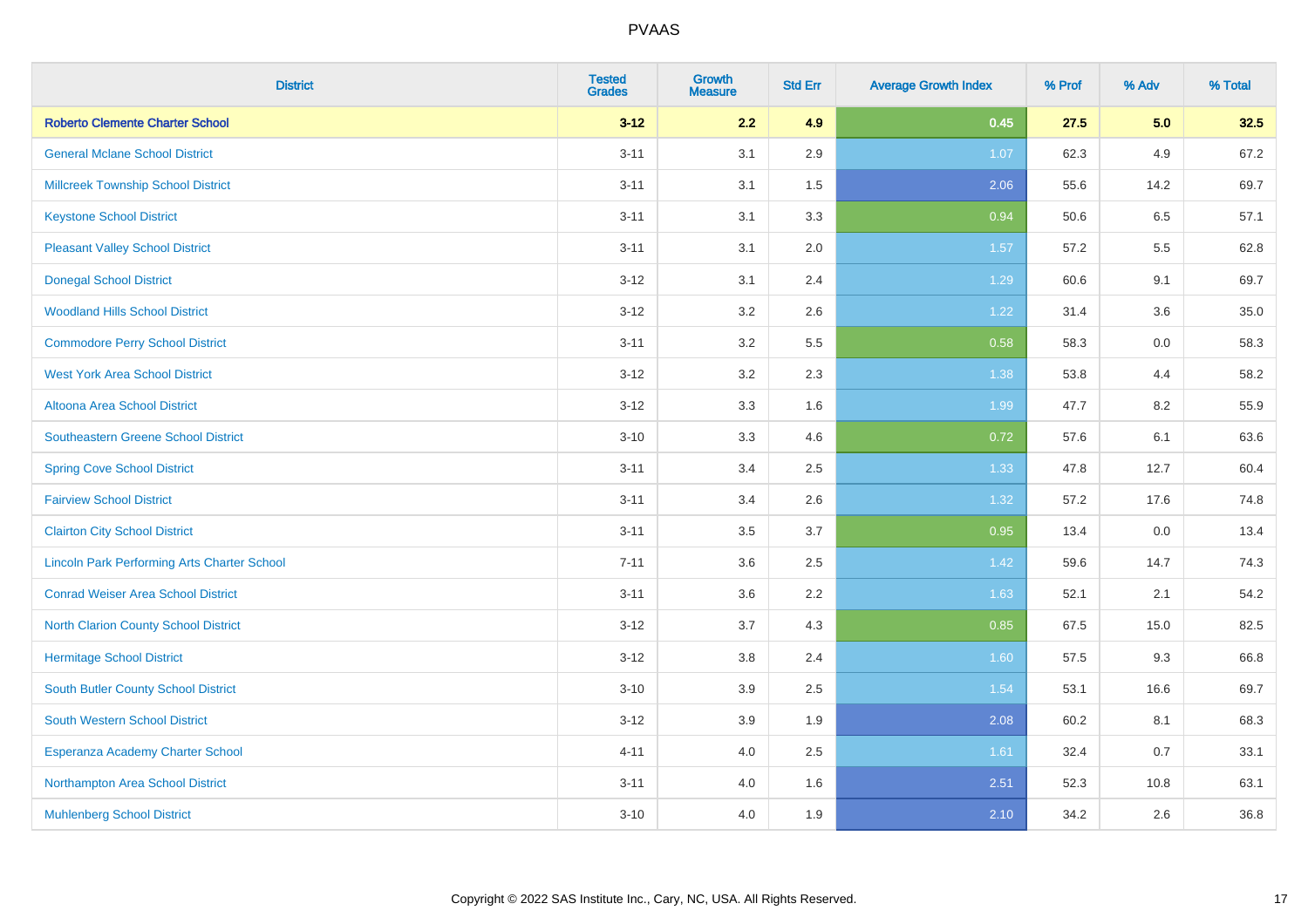| District | Tested Grades | Growth Measure | Std Err | Average Growth Index | % Prof | % Adv | % Total |
|---|---|---|---|---|---|---|---|
| **Roberto Clemente Charter School** | **3-12** | **2.2** | **4.9** | **0.45** | **27.5** | **5.0** | **32.5** |
| General Mclane School District | 3-11 | 3.1 | 2.9 | 1.07 | 62.3 | 4.9 | 67.2 |
| Millcreek Township School District | 3-11 | 3.1 | 1.5 | 2.06 | 55.6 | 14.2 | 69.7 |
| Keystone School District | 3-11 | 3.1 | 3.3 | 0.94 | 50.6 | 6.5 | 57.1 |
| Pleasant Valley School District | 3-11 | 3.1 | 2.0 | 1.57 | 57.2 | 5.5 | 62.8 |
| Donegal School District | 3-12 | 3.1 | 2.4 | 1.29 | 60.6 | 9.1 | 69.7 |
| Woodland Hills School District | 3-12 | 3.2 | 2.6 | 1.22 | 31.4 | 3.6 | 35.0 |
| Commodore Perry School District | 3-11 | 3.2 | 5.5 | 0.58 | 58.3 | 0.0 | 58.3 |
| West York Area School District | 3-12 | 3.2 | 2.3 | 1.38 | 53.8 | 4.4 | 58.2 |
| Altoona Area School District | 3-12 | 3.3 | 1.6 | 1.99 | 47.7 | 8.2 | 55.9 |
| Southeastern Greene School District | 3-10 | 3.3 | 4.6 | 0.72 | 57.6 | 6.1 | 63.6 |
| Spring Cove School District | 3-11 | 3.4 | 2.5 | 1.33 | 47.8 | 12.7 | 60.4 |
| Fairview School District | 3-11 | 3.4 | 2.6 | 1.32 | 57.2 | 17.6 | 74.8 |
| Clairton City School District | 3-11 | 3.5 | 3.7 | 0.95 | 13.4 | 0.0 | 13.4 |
| Lincoln Park Performing Arts Charter School | 7-11 | 3.6 | 2.5 | 1.42 | 59.6 | 14.7 | 74.3 |
| Conrad Weiser Area School District | 3-11 | 3.6 | 2.2 | 1.63 | 52.1 | 2.1 | 54.2 |
| North Clarion County School District | 3-12 | 3.7 | 4.3 | 0.85 | 67.5 | 15.0 | 82.5 |
| Hermitage School District | 3-12 | 3.8 | 2.4 | 1.60 | 57.5 | 9.3 | 66.8 |
| South Butler County School District | 3-10 | 3.9 | 2.5 | 1.54 | 53.1 | 16.6 | 69.7 |
| South Western School District | 3-12 | 3.9 | 1.9 | 2.08 | 60.2 | 8.1 | 68.3 |
| Esperanza Academy Charter School | 4-11 | 4.0 | 2.5 | 1.61 | 32.4 | 0.7 | 33.1 |
| Northampton Area School District | 3-11 | 4.0 | 1.6 | 2.51 | 52.3 | 10.8 | 63.1 |
| Muhlenberg School District | 3-10 | 4.0 | 1.9 | 2.10 | 34.2 | 2.6 | 36.8 |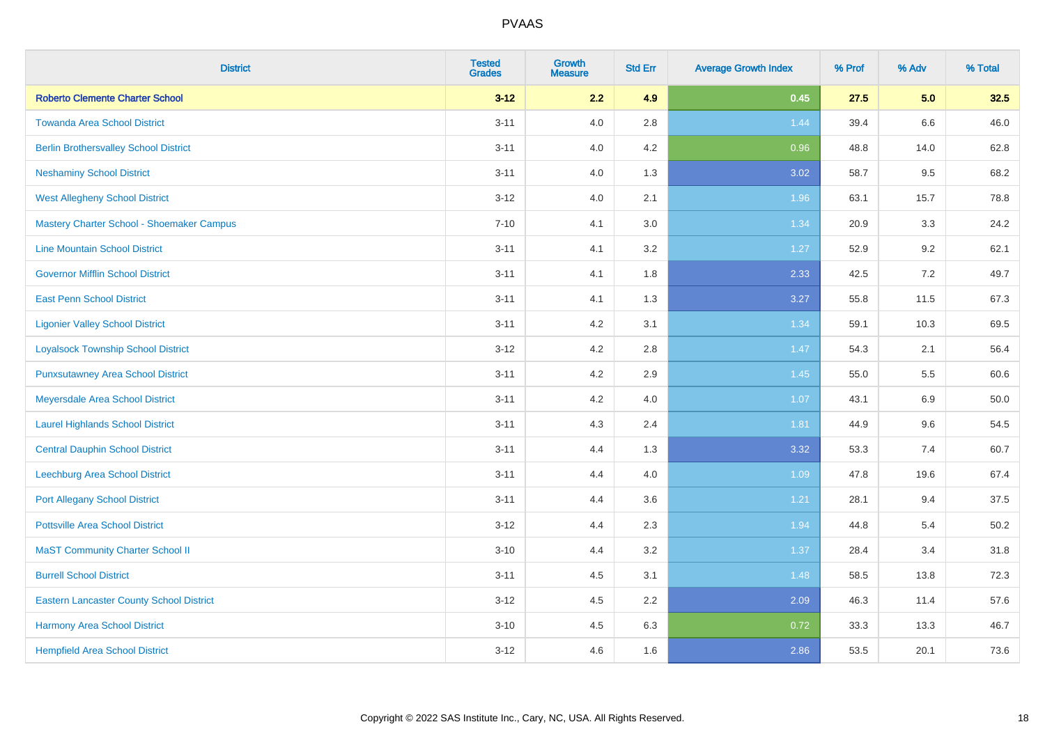| District | Tested Grades | Growth Measure | Std Err | Average Growth Index | % Prof | % Adv | % Total |
|---|---|---|---|---|---|---|---|
| **Roberto Clemente Charter School** | **3-12** | **2.2** | **4.9** | **0.45** | **27.5** | **5.0** | **32.5** |
| Towanda Area School District | 3-11 | 4.0 | 2.8 | 1.44 | 39.4 | 6.6 | 46.0 |
| Berlin Brothersvalley School District | 3-11 | 4.0 | 4.2 | 0.96 | 48.8 | 14.0 | 62.8 |
| Neshaminy School District | 3-11 | 4.0 | 1.3 | 3.02 | 58.7 | 9.5 | 68.2 |
| West Allegheny School District | 3-12 | 4.0 | 2.1 | 1.96 | 63.1 | 15.7 | 78.8 |
| Mastery Charter School - Shoemaker Campus | 7-10 | 4.1 | 3.0 | 1.34 | 20.9 | 3.3 | 24.2 |
| Line Mountain School District | 3-11 | 4.1 | 3.2 | 1.27 | 52.9 | 9.2 | 62.1 |
| Governor Mifflin School District | 3-11 | 4.1 | 1.8 | 2.33 | 42.5 | 7.2 | 49.7 |
| East Penn School District | 3-11 | 4.1 | 1.3 | 3.27 | 55.8 | 11.5 | 67.3 |
| Ligonier Valley School District | 3-11 | 4.2 | 3.1 | 1.34 | 59.1 | 10.3 | 69.5 |
| Loyalsock Township School District | 3-12 | 4.2 | 2.8 | 1.47 | 54.3 | 2.1 | 56.4 |
| Punxsutawney Area School District | 3-11 | 4.2 | 2.9 | 1.45 | 55.0 | 5.5 | 60.6 |
| Meyersdale Area School District | 3-11 | 4.2 | 4.0 | 1.07 | 43.1 | 6.9 | 50.0 |
| Laurel Highlands School District | 3-11 | 4.3 | 2.4 | 1.81 | 44.9 | 9.6 | 54.5 |
| Central Dauphin School District | 3-11 | 4.4 | 1.3 | 3.32 | 53.3 | 7.4 | 60.7 |
| Leechburg Area School District | 3-11 | 4.4 | 4.0 | 1.09 | 47.8 | 19.6 | 67.4 |
| Port Allegany School District | 3-11 | 4.4 | 3.6 | 1.21 | 28.1 | 9.4 | 37.5 |
| Pottsville Area School District | 3-12 | 4.4 | 2.3 | 1.94 | 44.8 | 5.4 | 50.2 |
| MaST Community Charter School II | 3-10 | 4.4 | 3.2 | 1.37 | 28.4 | 3.4 | 31.8 |
| Burrell School District | 3-11 | 4.5 | 3.1 | 1.48 | 58.5 | 13.8 | 72.3 |
| Eastern Lancaster County School District | 3-12 | 4.5 | 2.2 | 2.09 | 46.3 | 11.4 | 57.6 |
| Harmony Area School District | 3-10 | 4.5 | 6.3 | 0.72 | 33.3 | 13.3 | 46.7 |
| Hempfield Area School District | 3-12 | 4.6 | 1.6 | 2.86 | 53.5 | 20.1 | 73.6 |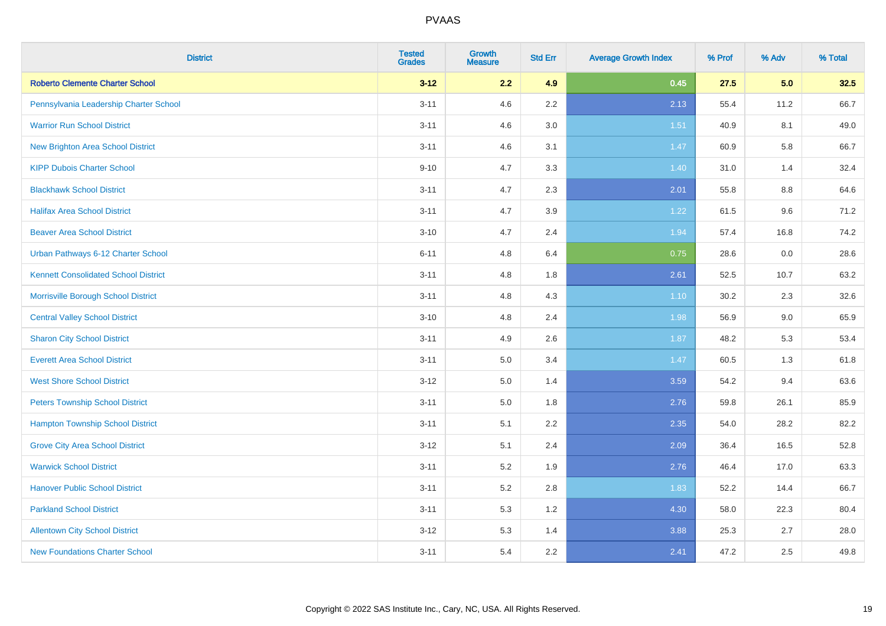| District | Tested Grades | Growth Measure | Std Err | Average Growth Index | % Prof | % Adv | % Total |
|---|---|---|---|---|---|---|---|
| **Roberto Clemente Charter School** | **3-12** | **2.2** | **4.9** | **0.45** | **27.5** | **5.0** | **32.5** |
| Pennsylvania Leadership Charter School | 3-11 | 4.6 | 2.2 | 2.13 | 55.4 | 11.2 | 66.7 |
| Warrior Run School District | 3-11 | 4.6 | 3.0 | 1.51 | 40.9 | 8.1 | 49.0 |
| New Brighton Area School District | 3-11 | 4.6 | 3.1 | 1.47 | 60.9 | 5.8 | 66.7 |
| KIPP Dubois Charter School | 9-10 | 4.7 | 3.3 | 1.40 | 31.0 | 1.4 | 32.4 |
| Blackhawk School District | 3-11 | 4.7 | 2.3 | 2.01 | 55.8 | 8.8 | 64.6 |
| Halifax Area School District | 3-11 | 4.7 | 3.9 | 1.22 | 61.5 | 9.6 | 71.2 |
| Beaver Area School District | 3-10 | 4.7 | 2.4 | 1.94 | 57.4 | 16.8 | 74.2 |
| Urban Pathways 6-12 Charter School | 6-11 | 4.8 | 6.4 | 0.75 | 28.6 | 0.0 | 28.6 |
| Kennett Consolidated School District | 3-11 | 4.8 | 1.8 | 2.61 | 52.5 | 10.7 | 63.2 |
| Morrisville Borough School District | 3-11 | 4.8 | 4.3 | 1.10 | 30.2 | 2.3 | 32.6 |
| Central Valley School District | 3-10 | 4.8 | 2.4 | 1.98 | 56.9 | 9.0 | 65.9 |
| Sharon City School District | 3-11 | 4.9 | 2.6 | 1.87 | 48.2 | 5.3 | 53.4 |
| Everett Area School District | 3-11 | 5.0 | 3.4 | 1.47 | 60.5 | 1.3 | 61.8 |
| West Shore School District | 3-12 | 5.0 | 1.4 | 3.59 | 54.2 | 9.4 | 63.6 |
| Peters Township School District | 3-11 | 5.0 | 1.8 | 2.76 | 59.8 | 26.1 | 85.9 |
| Hampton Township School District | 3-11 | 5.1 | 2.2 | 2.35 | 54.0 | 28.2 | 82.2 |
| Grove City Area School District | 3-12 | 5.1 | 2.4 | 2.09 | 36.4 | 16.5 | 52.8 |
| Warwick School District | 3-11 | 5.2 | 1.9 | 2.76 | 46.4 | 17.0 | 63.3 |
| Hanover Public School District | 3-11 | 5.2 | 2.8 | 1.83 | 52.2 | 14.4 | 66.7 |
| Parkland School District | 3-11 | 5.3 | 1.2 | 4.30 | 58.0 | 22.3 | 80.4 |
| Allentown City School District | 3-12 | 5.3 | 1.4 | 3.88 | 25.3 | 2.7 | 28.0 |
| New Foundations Charter School | 3-11 | 5.4 | 2.2 | 2.41 | 47.2 | 2.5 | 49.8 |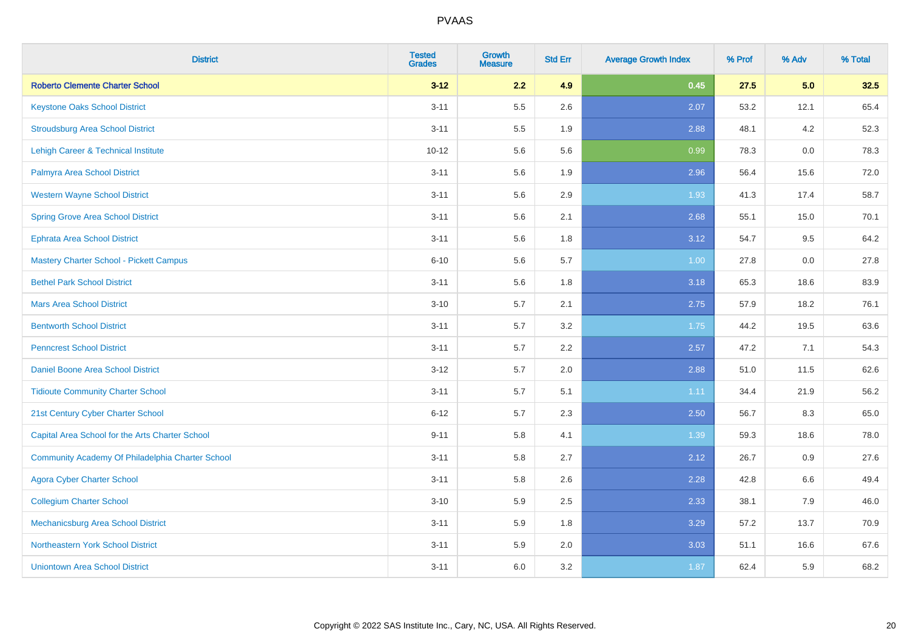| District | Tested Grades | Growth Measure | Std Err | Average Growth Index | % Prof | % Adv | % Total |
|---|---|---|---|---|---|---|---|
| **Roberto Clemente Charter School** | **3-12** | **2.2** | **4.9** | **0.45** | **27.5** | **5.0** | **32.5** |
| Keystone Oaks School District | 3-11 | 5.5 | 2.6 | 2.07 | 53.2 | 12.1 | 65.4 |
| Stroudsburg Area School District | 3-11 | 5.5 | 1.9 | 2.88 | 48.1 | 4.2 | 52.3 |
| Lehigh Career & Technical Institute | 10-12 | 5.6 | 5.6 | 0.99 | 78.3 | 0.0 | 78.3 |
| Palmyra Area School District | 3-11 | 5.6 | 1.9 | 2.96 | 56.4 | 15.6 | 72.0 |
| Western Wayne School District | 3-11 | 5.6 | 2.9 | 1.93 | 41.3 | 17.4 | 58.7 |
| Spring Grove Area School District | 3-11 | 5.6 | 2.1 | 2.68 | 55.1 | 15.0 | 70.1 |
| Ephrata Area School District | 3-11 | 5.6 | 1.8 | 3.12 | 54.7 | 9.5 | 64.2 |
| Mastery Charter School - Pickett Campus | 6-10 | 5.6 | 5.7 | 1.00 | 27.8 | 0.0 | 27.8 |
| Bethel Park School District | 3-11 | 5.6 | 1.8 | 3.18 | 65.3 | 18.6 | 83.9 |
| Mars Area School District | 3-10 | 5.7 | 2.1 | 2.75 | 57.9 | 18.2 | 76.1 |
| Bentworth School District | 3-11 | 5.7 | 3.2 | 1.75 | 44.2 | 19.5 | 63.6 |
| Penncrest School District | 3-11 | 5.7 | 2.2 | 2.57 | 47.2 | 7.1 | 54.3 |
| Daniel Boone Area School District | 3-12 | 5.7 | 2.0 | 2.88 | 51.0 | 11.5 | 62.6 |
| Tidioute Community Charter School | 3-11 | 5.7 | 5.1 | 1.11 | 34.4 | 21.9 | 56.2 |
| 21st Century Cyber Charter School | 6-12 | 5.7 | 2.3 | 2.50 | 56.7 | 8.3 | 65.0 |
| Capital Area School for the Arts Charter School | 9-11 | 5.8 | 4.1 | 1.39 | 59.3 | 18.6 | 78.0 |
| Community Academy Of Philadelphia Charter School | 3-11 | 5.8 | 2.7 | 2.12 | 26.7 | 0.9 | 27.6 |
| Agora Cyber Charter School | 3-11 | 5.8 | 2.6 | 2.28 | 42.8 | 6.6 | 49.4 |
| Collegium Charter School | 3-10 | 5.9 | 2.5 | 2.33 | 38.1 | 7.9 | 46.0 |
| Mechanicsburg Area School District | 3-11 | 5.9 | 1.8 | 3.29 | 57.2 | 13.7 | 70.9 |
| Northeastern York School District | 3-11 | 5.9 | 2.0 | 3.03 | 51.1 | 16.6 | 67.6 |
| Uniontown Area School District | 3-11 | 6.0 | 3.2 | 1.87 | 62.4 | 5.9 | 68.2 |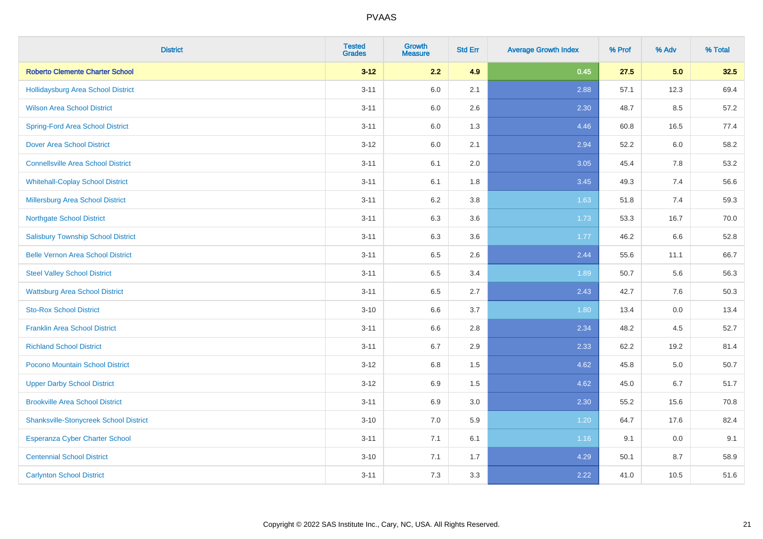| District | Tested Grades | Growth Measure | Std Err | Average Growth Index | % Prof | % Adv | % Total |
|---|---|---|---|---|---|---|---|
| **Roberto Clemente Charter School** | **3-12** | **2.2** | **4.9** | **0.45** | **27.5** | **5.0** | **32.5** |
| Hollidaysburg Area School District | 3-11 | 6.0 | 2.1 | 2.88 | 57.1 | 12.3 | 69.4 |
| Wilson Area School District | 3-11 | 6.0 | 2.6 | 2.30 | 48.7 | 8.5 | 57.2 |
| Spring-Ford Area School District | 3-11 | 6.0 | 1.3 | 4.46 | 60.8 | 16.5 | 77.4 |
| Dover Area School District | 3-12 | 6.0 | 2.1 | 2.94 | 52.2 | 6.0 | 58.2 |
| Connellsville Area School District | 3-11 | 6.1 | 2.0 | 3.05 | 45.4 | 7.8 | 53.2 |
| Whitehall-Coplay School District | 3-11 | 6.1 | 1.8 | 3.45 | 49.3 | 7.4 | 56.6 |
| Millersburg Area School District | 3-11 | 6.2 | 3.8 | 1.63 | 51.8 | 7.4 | 59.3 |
| Northgate School District | 3-11 | 6.3 | 3.6 | 1.73 | 53.3 | 16.7 | 70.0 |
| Salisbury Township School District | 3-11 | 6.3 | 3.6 | 1.77 | 46.2 | 6.6 | 52.8 |
| Belle Vernon Area School District | 3-11 | 6.5 | 2.6 | 2.44 | 55.6 | 11.1 | 66.7 |
| Steel Valley School District | 3-11 | 6.5 | 3.4 | 1.89 | 50.7 | 5.6 | 56.3 |
| Wattsburg Area School District | 3-11 | 6.5 | 2.7 | 2.43 | 42.7 | 7.6 | 50.3 |
| Sto-Rox School District | 3-10 | 6.6 | 3.7 | 1.80 | 13.4 | 0.0 | 13.4 |
| Franklin Area School District | 3-11 | 6.6 | 2.8 | 2.34 | 48.2 | 4.5 | 52.7 |
| Richland School District | 3-11 | 6.7 | 2.9 | 2.33 | 62.2 | 19.2 | 81.4 |
| Pocono Mountain School District | 3-12 | 6.8 | 1.5 | 4.62 | 45.8 | 5.0 | 50.7 |
| Upper Darby School District | 3-12 | 6.9 | 1.5 | 4.62 | 45.0 | 6.7 | 51.7 |
| Brookville Area School District | 3-11 | 6.9 | 3.0 | 2.30 | 55.2 | 15.6 | 70.8 |
| Shanksville-Stonycreek School District | 3-10 | 7.0 | 5.9 | 1.20 | 64.7 | 17.6 | 82.4 |
| Esperanza Cyber Charter School | 3-11 | 7.1 | 6.1 | 1.16 | 9.1 | 0.0 | 9.1 |
| Centennial School District | 3-10 | 7.1 | 1.7 | 4.29 | 50.1 | 8.7 | 58.9 |
| Carlynton School District | 3-11 | 7.3 | 3.3 | 2.22 | 41.0 | 10.5 | 51.6 |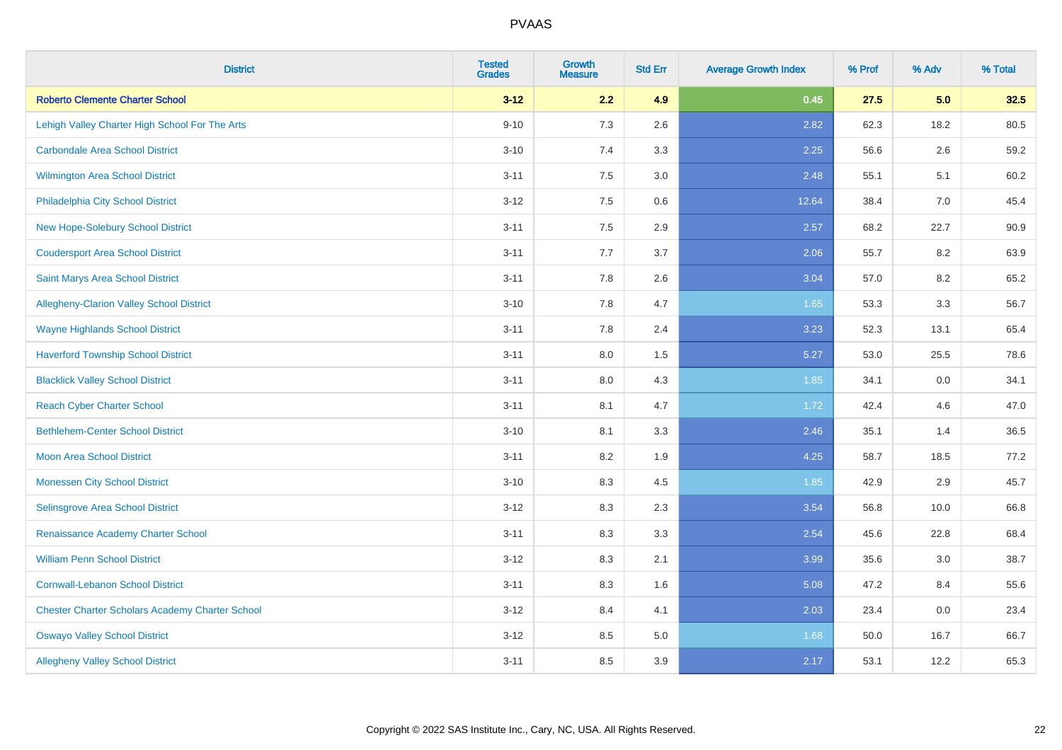| District | Tested Grades | Growth Measure | Std Err | Average Growth Index | % Prof | % Adv | % Total |
|---|---|---|---|---|---|---|---|
| **Roberto Clemente Charter School** | **3-12** | **2.2** | **4.9** | **0.45** | **27.5** | **5.0** | **32.5** |
| Lehigh Valley Charter High School For The Arts | 9-10 | 7.3 | 2.6 | 2.82 | 62.3 | 18.2 | 80.5 |
| Carbondale Area School District | 3-10 | 7.4 | 3.3 | 2.25 | 56.6 | 2.6 | 59.2 |
| Wilmington Area School District | 3-11 | 7.5 | 3.0 | 2.48 | 55.1 | 5.1 | 60.2 |
| Philadelphia City School District | 3-12 | 7.5 | 0.6 | 12.64 | 38.4 | 7.0 | 45.4 |
| New Hope-Solebury School District | 3-11 | 7.5 | 2.9 | 2.57 | 68.2 | 22.7 | 90.9 |
| Coudersport Area School District | 3-11 | 7.7 | 3.7 | 2.06 | 55.7 | 8.2 | 63.9 |
| Saint Marys Area School District | 3-11 | 7.8 | 2.6 | 3.04 | 57.0 | 8.2 | 65.2 |
| Allegheny-Clarion Valley School District | 3-10 | 7.8 | 4.7 | 1.65 | 53.3 | 3.3 | 56.7 |
| Wayne Highlands School District | 3-11 | 7.8 | 2.4 | 3.23 | 52.3 | 13.1 | 65.4 |
| Haverford Township School District | 3-11 | 8.0 | 1.5 | 5.27 | 53.0 | 25.5 | 78.6 |
| Blacklick Valley School District | 3-11 | 8.0 | 4.3 | 1.85 | 34.1 | 0.0 | 34.1 |
| Reach Cyber Charter School | 3-11 | 8.1 | 4.7 | 1.72 | 42.4 | 4.6 | 47.0 |
| Bethlehem-Center School District | 3-10 | 8.1 | 3.3 | 2.46 | 35.1 | 1.4 | 36.5 |
| Moon Area School District | 3-11 | 8.2 | 1.9 | 4.25 | 58.7 | 18.5 | 77.2 |
| Monessen City School District | 3-10 | 8.3 | 4.5 | 1.85 | 42.9 | 2.9 | 45.7 |
| Selinsgrove Area School District | 3-12 | 8.3 | 2.3 | 3.54 | 56.8 | 10.0 | 66.8 |
| Renaissance Academy Charter School | 3-11 | 8.3 | 3.3 | 2.54 | 45.6 | 22.8 | 68.4 |
| William Penn School District | 3-12 | 8.3 | 2.1 | 3.99 | 35.6 | 3.0 | 38.7 |
| Cornwall-Lebanon School District | 3-11 | 8.3 | 1.6 | 5.08 | 47.2 | 8.4 | 55.6 |
| Chester Charter Scholars Academy Charter School | 3-12 | 8.4 | 4.1 | 2.03 | 23.4 | 0.0 | 23.4 |
| Oswayo Valley School District | 3-12 | 8.5 | 5.0 | 1.68 | 50.0 | 16.7 | 66.7 |
| Allegheny Valley School District | 3-11 | 8.5 | 3.9 | 2.17 | 53.1 | 12.2 | 65.3 |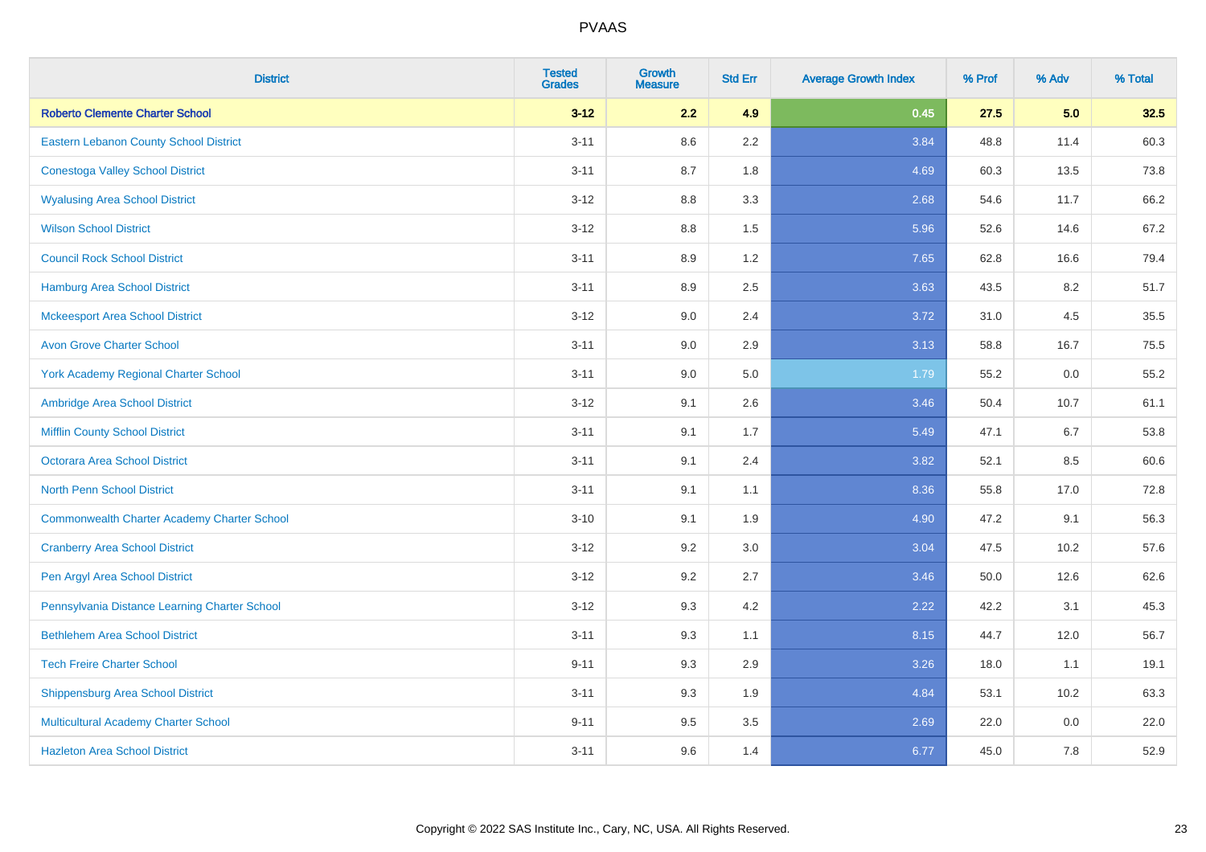PVAAS

| District | Tested Grades | Growth Measure | Std Err | Average Growth Index | % Prof | % Adv | % Total |
|---|---|---|---|---|---|---|---|
| **Roberto Clemente Charter School** | **3-12** | **2.2** | **4.9** | **0.45** | **27.5** | **5.0** | **32.5** |
| Eastern Lebanon County School District | 3-11 | 8.6 | 2.2 | 3.84 | 48.8 | 11.4 | 60.3 |
| Conestoga Valley School District | 3-11 | 8.7 | 1.8 | 4.69 | 60.3 | 13.5 | 73.8 |
| Wyalusing Area School District | 3-12 | 8.8 | 3.3 | 2.68 | 54.6 | 11.7 | 66.2 |
| Wilson School District | 3-12 | 8.8 | 1.5 | 5.96 | 52.6 | 14.6 | 67.2 |
| Council Rock School District | 3-11 | 8.9 | 1.2 | 7.65 | 62.8 | 16.6 | 79.4 |
| Hamburg Area School District | 3-11 | 8.9 | 2.5 | 3.63 | 43.5 | 8.2 | 51.7 |
| Mckeesport Area School District | 3-12 | 9.0 | 2.4 | 3.72 | 31.0 | 4.5 | 35.5 |
| Avon Grove Charter School | 3-11 | 9.0 | 2.9 | 3.13 | 58.8 | 16.7 | 75.5 |
| York Academy Regional Charter School | 3-11 | 9.0 | 5.0 | 1.79 | 55.2 | 0.0 | 55.2 |
| Ambridge Area School District | 3-12 | 9.1 | 2.6 | 3.46 | 50.4 | 10.7 | 61.1 |
| Mifflin County School District | 3-11 | 9.1 | 1.7 | 5.49 | 47.1 | 6.7 | 53.8 |
| Octorara Area School District | 3-11 | 9.1 | 2.4 | 3.82 | 52.1 | 8.5 | 60.6 |
| North Penn School District | 3-11 | 9.1 | 1.1 | 8.36 | 55.8 | 17.0 | 72.8 |
| Commonwealth Charter Academy Charter School | 3-10 | 9.1 | 1.9 | 4.90 | 47.2 | 9.1 | 56.3 |
| Cranberry Area School District | 3-12 | 9.2 | 3.0 | 3.04 | 47.5 | 10.2 | 57.6 |
| Pen Argyl Area School District | 3-12 | 9.2 | 2.7 | 3.46 | 50.0 | 12.6 | 62.6 |
| Pennsylvania Distance Learning Charter School | 3-12 | 9.3 | 4.2 | 2.22 | 42.2 | 3.1 | 45.3 |
| Bethlehem Area School District | 3-11 | 9.3 | 1.1 | 8.15 | 44.7 | 12.0 | 56.7 |
| Tech Freire Charter School | 9-11 | 9.3 | 2.9 | 3.26 | 18.0 | 1.1 | 19.1 |
| Shippensburg Area School District | 3-11 | 9.3 | 1.9 | 4.84 | 53.1 | 10.2 | 63.3 |
| Multicultural Academy Charter School | 9-11 | 9.5 | 3.5 | 2.69 | 22.0 | 0.0 | 22.0 |
| Hazleton Area School District | 3-11 | 9.6 | 1.4 | 6.77 | 45.0 | 7.8 | 52.9 |

Copyright © 2022 SAS Institute Inc., Cary, NC, USA. All Rights Reserved.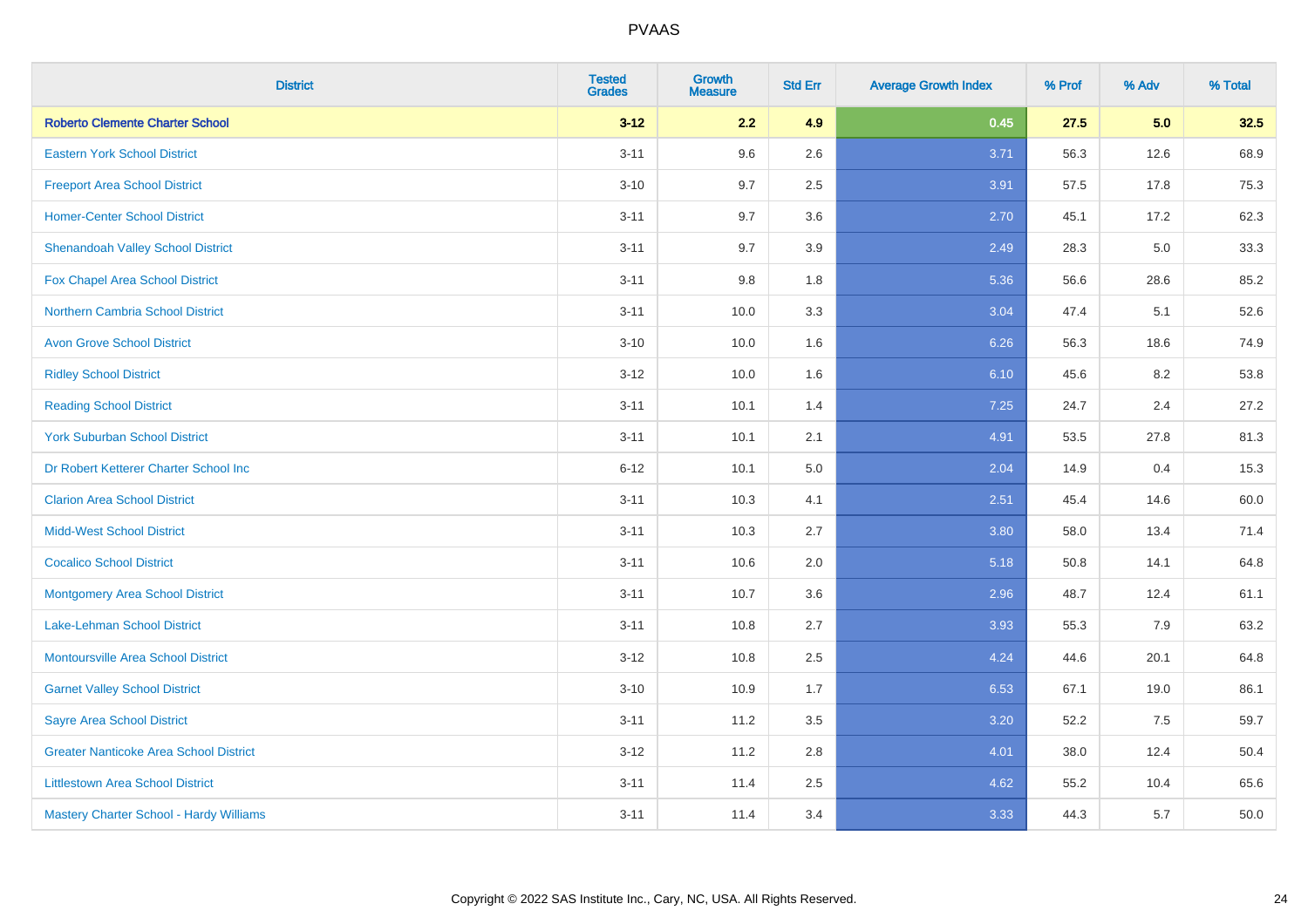# PVAAS

| District | Tested Grades | Growth Measure | Std Err | Average Growth Index | % Prof | % Adv | % Total |
|---|---|---|---|---|---|---|---|
| **Roberto Clemente Charter School** | **3-12** | **2.2** | **4.9** | **0.45** | **27.5** | **5.0** | **32.5** |
| Eastern York School District | 3-11 | 9.6 | 2.6 | 3.71 | 56.3 | 12.6 | 68.9 |
| Freeport Area School District | 3-10 | 9.7 | 2.5 | 3.91 | 57.5 | 17.8 | 75.3 |
| Homer-Center School District | 3-11 | 9.7 | 3.6 | 2.70 | 45.1 | 17.2 | 62.3 |
| Shenandoah Valley School District | 3-11 | 9.7 | 3.9 | 2.49 | 28.3 | 5.0 | 33.3 |
| Fox Chapel Area School District | 3-11 | 9.8 | 1.8 | 5.36 | 56.6 | 28.6 | 85.2 |
| Northern Cambria School District | 3-11 | 10.0 | 3.3 | 3.04 | 47.4 | 5.1 | 52.6 |
| Avon Grove School District | 3-10 | 10.0 | 1.6 | 6.26 | 56.3 | 18.6 | 74.9 |
| Ridley School District | 3-12 | 10.0 | 1.6 | 6.10 | 45.6 | 8.2 | 53.8 |
| Reading School District | 3-11 | 10.1 | 1.4 | 7.25 | 24.7 | 2.4 | 27.2 |
| York Suburban School District | 3-11 | 10.1 | 2.1 | 4.91 | 53.5 | 27.8 | 81.3 |
| Dr Robert Ketterer Charter School Inc | 6-12 | 10.1 | 5.0 | 2.04 | 14.9 | 0.4 | 15.3 |
| Clarion Area School District | 3-11 | 10.3 | 4.1 | 2.51 | 45.4 | 14.6 | 60.0 |
| Midd-West School District | 3-11 | 10.3 | 2.7 | 3.80 | 58.0 | 13.4 | 71.4 |
| Cocalico School District | 3-11 | 10.6 | 2.0 | 5.18 | 50.8 | 14.1 | 64.8 |
| Montgomery Area School District | 3-11 | 10.7 | 3.6 | 2.96 | 48.7 | 12.4 | 61.1 |
| Lake-Lehman School District | 3-11 | 10.8 | 2.7 | 3.93 | 55.3 | 7.9 | 63.2 |
| Montoursville Area School District | 3-12 | 10.8 | 2.5 | 4.24 | 44.6 | 20.1 | 64.8 |
| Garnet Valley School District | 3-10 | 10.9 | 1.7 | 6.53 | 67.1 | 19.0 | 86.1 |
| Sayre Area School District | 3-11 | 11.2 | 3.5 | 3.20 | 52.2 | 7.5 | 59.7 |
| Greater Nanticoke Area School District | 3-12 | 11.2 | 2.8 | 4.01 | 38.0 | 12.4 | 50.4 |
| Littlestown Area School District | 3-11 | 11.4 | 2.5 | 4.62 | 55.2 | 10.4 | 65.6 |
| Mastery Charter School - Hardy Williams | 3-11 | 11.4 | 3.4 | 3.33 | 44.3 | 5.7 | 50.0 |

Copyright © 2022 SAS Institute Inc., Cary, NC, USA. All Rights Reserved.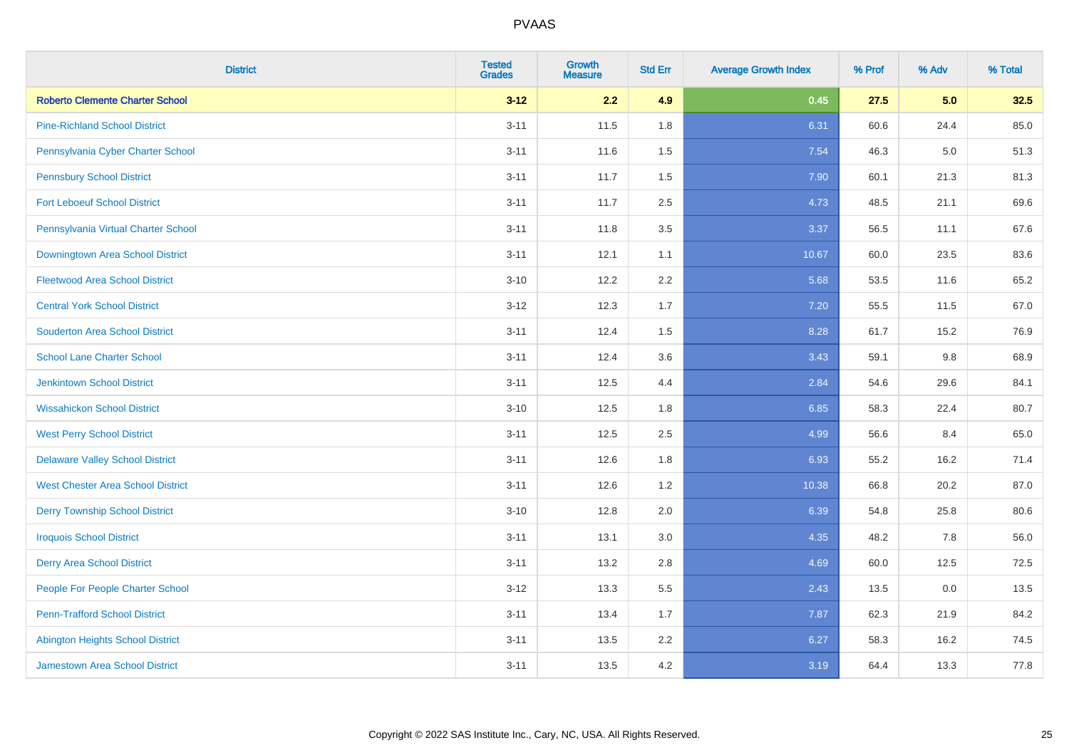| District | Tested Grades | Growth Measure | Std Err | Average Growth Index | % Prof | % Adv | % Total |
|---|---|---|---|---|---|---|---|
| **Roberto Clemente Charter School** | **3-12** | **2.2** | **4.9** | **0.45** | **27.5** | **5.0** | **32.5** |
| Pine-Richland School District | 3-11 | 11.5 | 1.8 | 6.31 | 60.6 | 24.4 | 85.0 |
| Pennsylvania Cyber Charter School | 3-11 | 11.6 | 1.5 | 7.54 | 46.3 | 5.0 | 51.3 |
| Pennsbury School District | 3-11 | 11.7 | 1.5 | 7.90 | 60.1 | 21.3 | 81.3 |
| Fort Leboeuf School District | 3-11 | 11.7 | 2.5 | 4.73 | 48.5 | 21.1 | 69.6 |
| Pennsylvania Virtual Charter School | 3-11 | 11.8 | 3.5 | 3.37 | 56.5 | 11.1 | 67.6 |
| Downingtown Area School District | 3-11 | 12.1 | 1.1 | 10.67 | 60.0 | 23.5 | 83.6 |
| Fleetwood Area School District | 3-10 | 12.2 | 2.2 | 5.68 | 53.5 | 11.6 | 65.2 |
| Central York School District | 3-12 | 12.3 | 1.7 | 7.20 | 55.5 | 11.5 | 67.0 |
| Souderton Area School District | 3-11 | 12.4 | 1.5 | 8.28 | 61.7 | 15.2 | 76.9 |
| School Lane Charter School | 3-11 | 12.4 | 3.6 | 3.43 | 59.1 | 9.8 | 68.9 |
| Jenkintown School District | 3-11 | 12.5 | 4.4 | 2.84 | 54.6 | 29.6 | 84.1 |
| Wissahickon School District | 3-10 | 12.5 | 1.8 | 6.85 | 58.3 | 22.4 | 80.7 |
| West Perry School District | 3-11 | 12.5 | 2.5 | 4.99 | 56.6 | 8.4 | 65.0 |
| Delaware Valley School District | 3-11 | 12.6 | 1.8 | 6.93 | 55.2 | 16.2 | 71.4 |
| West Chester Area School District | 3-11 | 12.6 | 1.2 | 10.38 | 66.8 | 20.2 | 87.0 |
| Derry Township School District | 3-10 | 12.8 | 2.0 | 6.39 | 54.8 | 25.8 | 80.6 |
| Iroquois School District | 3-11 | 13.1 | 3.0 | 4.35 | 48.2 | 7.8 | 56.0 |
| Derry Area School District | 3-11 | 13.2 | 2.8 | 4.69 | 60.0 | 12.5 | 72.5 |
| People For People Charter School | 3-12 | 13.3 | 5.5 | 2.43 | 13.5 | 0.0 | 13.5 |
| Penn-Trafford School District | 3-11 | 13.4 | 1.7 | 7.87 | 62.3 | 21.9 | 84.2 |
| Abington Heights School District | 3-11 | 13.5 | 2.2 | 6.27 | 58.3 | 16.2 | 74.5 |
| Jamestown Area School District | 3-11 | 13.5 | 4.2 | 3.19 | 64.4 | 13.3 | 77.8 |

Copyright © 2022 SAS Institute Inc., Cary, NC, USA. All Rights Reserved.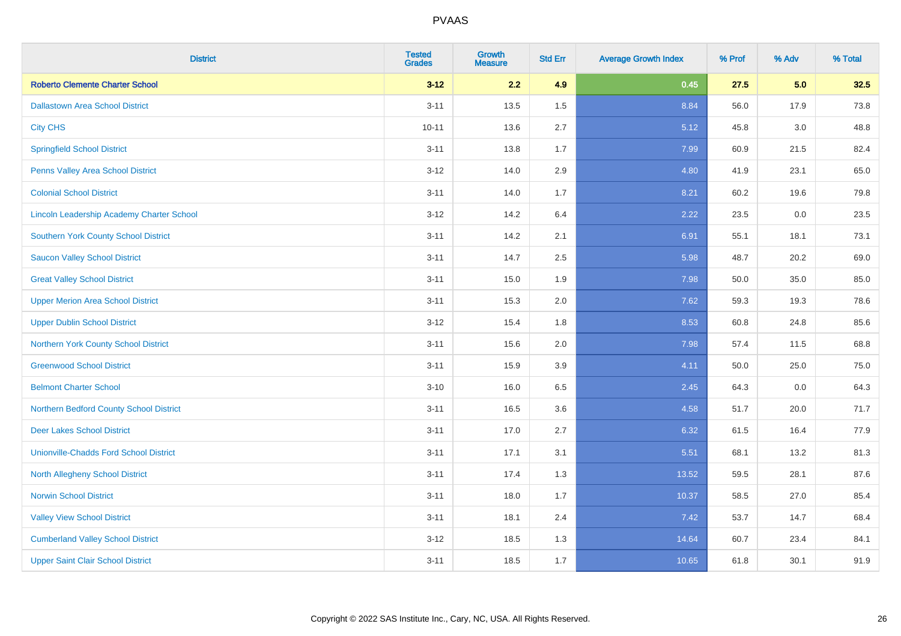| District | Tested Grades | Growth Measure | Std Err | Average Growth Index | % Prof | % Adv | % Total |
|---|---|---|---|---|---|---|---|
| **Roberto Clemente Charter School** | **3-12** | **2.2** | **4.9** | **0.45** | **27.5** | **5.0** | **32.5** |
| Dallastown Area School District | 3-11 | 13.5 | 1.5 | 8.84 | 56.0 | 17.9 | 73.8 |
| City CHS | 10-11 | 13.6 | 2.7 | 5.12 | 45.8 | 3.0 | 48.8 |
| Springfield School District | 3-11 | 13.8 | 1.7 | 7.99 | 60.9 | 21.5 | 82.4 |
| Penns Valley Area School District | 3-12 | 14.0 | 2.9 | 4.80 | 41.9 | 23.1 | 65.0 |
| Colonial School District | 3-11 | 14.0 | 1.7 | 8.21 | 60.2 | 19.6 | 79.8 |
| Lincoln Leadership Academy Charter School | 3-12 | 14.2 | 6.4 | 2.22 | 23.5 | 0.0 | 23.5 |
| Southern York County School District | 3-11 | 14.2 | 2.1 | 6.91 | 55.1 | 18.1 | 73.1 |
| Saucon Valley School District | 3-11 | 14.7 | 2.5 | 5.98 | 48.7 | 20.2 | 69.0 |
| Great Valley School District | 3-11 | 15.0 | 1.9 | 7.98 | 50.0 | 35.0 | 85.0 |
| Upper Merion Area School District | 3-11 | 15.3 | 2.0 | 7.62 | 59.3 | 19.3 | 78.6 |
| Upper Dublin School District | 3-12 | 15.4 | 1.8 | 8.53 | 60.8 | 24.8 | 85.6 |
| Northern York County School District | 3-11 | 15.6 | 2.0 | 7.98 | 57.4 | 11.5 | 68.8 |
| Greenwood School District | 3-11 | 15.9 | 3.9 | 4.11 | 50.0 | 25.0 | 75.0 |
| Belmont Charter School | 3-10 | 16.0 | 6.5 | 2.45 | 64.3 | 0.0 | 64.3 |
| Northern Bedford County School District | 3-11 | 16.5 | 3.6 | 4.58 | 51.7 | 20.0 | 71.7 |
| Deer Lakes School District | 3-11 | 17.0 | 2.7 | 6.32 | 61.5 | 16.4 | 77.9 |
| Unionville-Chadds Ford School District | 3-11 | 17.1 | 3.1 | 5.51 | 68.1 | 13.2 | 81.3 |
| North Allegheny School District | 3-11 | 17.4 | 1.3 | 13.52 | 59.5 | 28.1 | 87.6 |
| Norwin School District | 3-11 | 18.0 | 1.7 | 10.37 | 58.5 | 27.0 | 85.4 |
| Valley View School District | 3-11 | 18.1 | 2.4 | 7.42 | 53.7 | 14.7 | 68.4 |
| Cumberland Valley School District | 3-12 | 18.5 | 1.3 | 14.64 | 60.7 | 23.4 | 84.1 |
| Upper Saint Clair School District | 3-11 | 18.5 | 1.7 | 10.65 | 61.8 | 30.1 | 91.9 |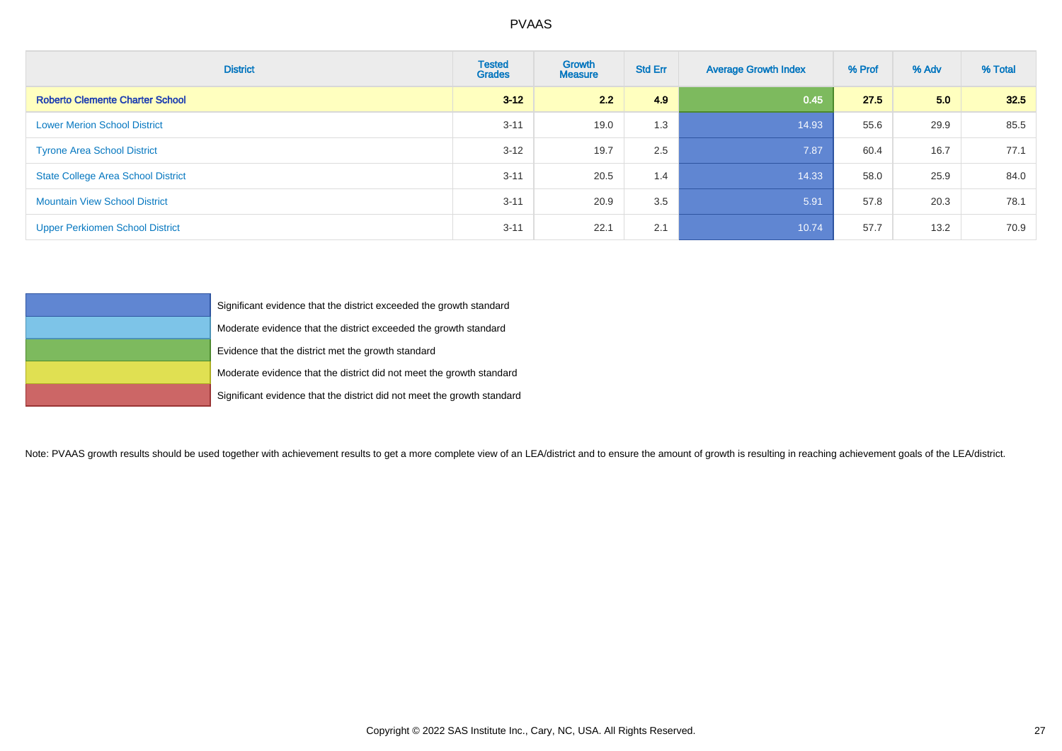# PVAAS

| District | Tested Grades | Growth Measure | Std Err | Average Growth Index | % Prof | % Adv | % Total |
|---|---|---|---|---|---|---|---|
| **Roberto Clemente Charter School** | **3-12** | **2.2** | **4.9** | **0.45** | **27.5** | **5.0** | **32.5** |
| Lower Merion School District | 3-11 | 19.0 | 1.3 | 14.93 | 55.6 | 29.9 | 85.5 |
| Tyrone Area School District | 3-12 | 19.7 | 2.5 | 7.87 | 60.4 | 16.7 | 77.1 |
| State College Area School District | 3-11 | 20.5 | 1.4 | 14.33 | 58.0 | 25.9 | 84.0 |
| Mountain View School District | 3-11 | 20.9 | 3.5 | 5.91 | 57.8 | 20.3 | 78.1 |
| Upper Perkiomen School District | 3-11 | 22.1 | 2.1 | 10.74 | 57.7 | 13.2 | 70.9 |

Significant evidence that the district exceeded the growth standard

Moderate evidence that the district exceeded the growth standard

Evidence that the district met the growth standard

Moderate evidence that the district did not meet the growth standard

Significant evidence that the district did not meet the growth standard

Note: PVAAS growth results should be used together with achievement results to get a more complete view of an LEA/district and to ensure the amount of growth is resulting in reaching achievement goals of the LEA/district.

Copyright © 2022 SAS Institute Inc., Cary, NC, USA. All Rights Reserved.